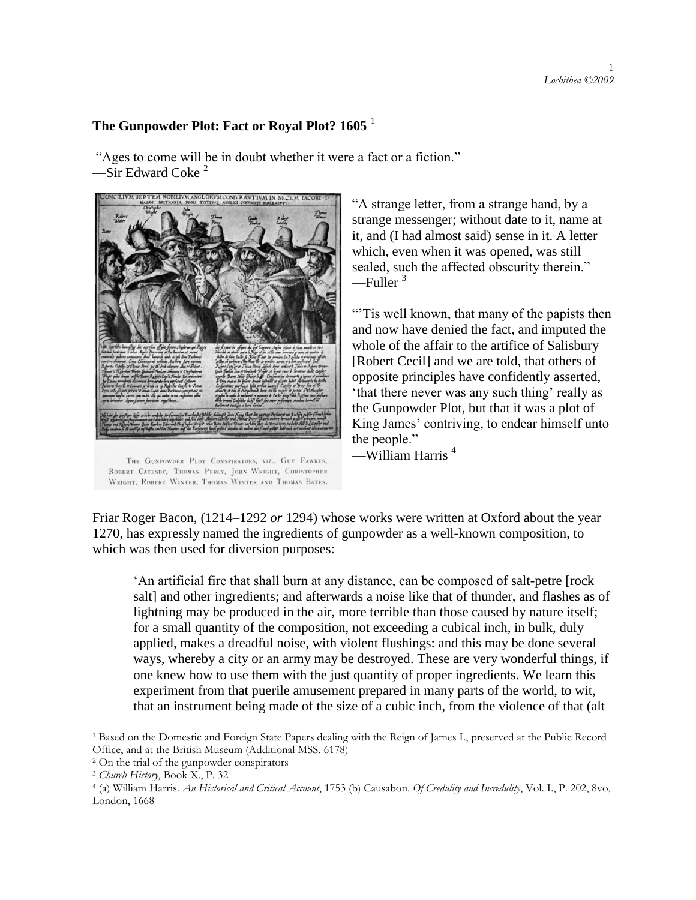## The Gunpowder Plot: Fact or Royal Plot? 1605 [1]

"Ages to come will be in doubt whether it were a fact or a fiction."
—Sir Edward Coke [2]

THE GUNPOWDER PLOT CONSPIRATORS, VIZ., GUY FAWKES, ROBERT CATESBY, THOMAS PERCY, JOHN WRIGHT, CHRISTOPHER WRIGHT, ROBERT WINTER, THOMAS WINTER AND THOMAS BATES.

"A strange letter, from a strange hand, by a strange messenger; without date to it, name at it, and (I had almost said) sense in it. A letter which, even when it was opened, was still sealed, such the affected obscurity therein."
—Fuller [3]

"'Tis well known, that many of the papists then and now have denied the fact, and imputed the whole of the affair to the artifice of Salisbury [Robert Cecil] and we are told, that others of opposite principles have confidently asserted, 'that there never was any such thing' really as the Gunpowder Plot, but that it was a plot of King James' contriving, to endear himself unto the people."
—William Harris [4]

Friar Roger Bacon, (1214–1292 *or* 1294) whose works were written at Oxford about the year 1270, has expressly named the ingredients of gunpowder as a well-known composition, to which was then used for diversion purposes:

> 'An artificial fire that shall burn at any distance, can be composed of salt-petre [rock salt] and other ingredients; and afterwards a noise like that of thunder, and flashes as of lightning may be produced in the air, more terrible than those caused by nature itself; for a small quantity of the composition, not exceeding a cubical inch, in bulk, duly applied, makes a dreadful noise, with violent flushings: and this may be done several ways, whereby a city or an army may be destroyed. These are very wonderful things, if one knew how to use them with the just quantity of proper ingredients. We learn this experiment from that puerile amusement prepared in many parts of the world, to wit, that an instrument being made of the size of a cubic inch, from the violence of that (alt

---

[1] Based on the Domestic and Foreign State Papers dealing with the Reign of James I., preserved at the Public Record Office, and at the British Museum (Additional MSS. 6178)

[2] On the trial of the gunpowder conspirators

[3] *Church History*, Book X., P. 32

[4] (a) William Harris. *An Historical and Critical Account*, 1753 (b) Causabon. *Of Credulity and Incredulity*, Vol. I., P. 202, 8vo, London, 1668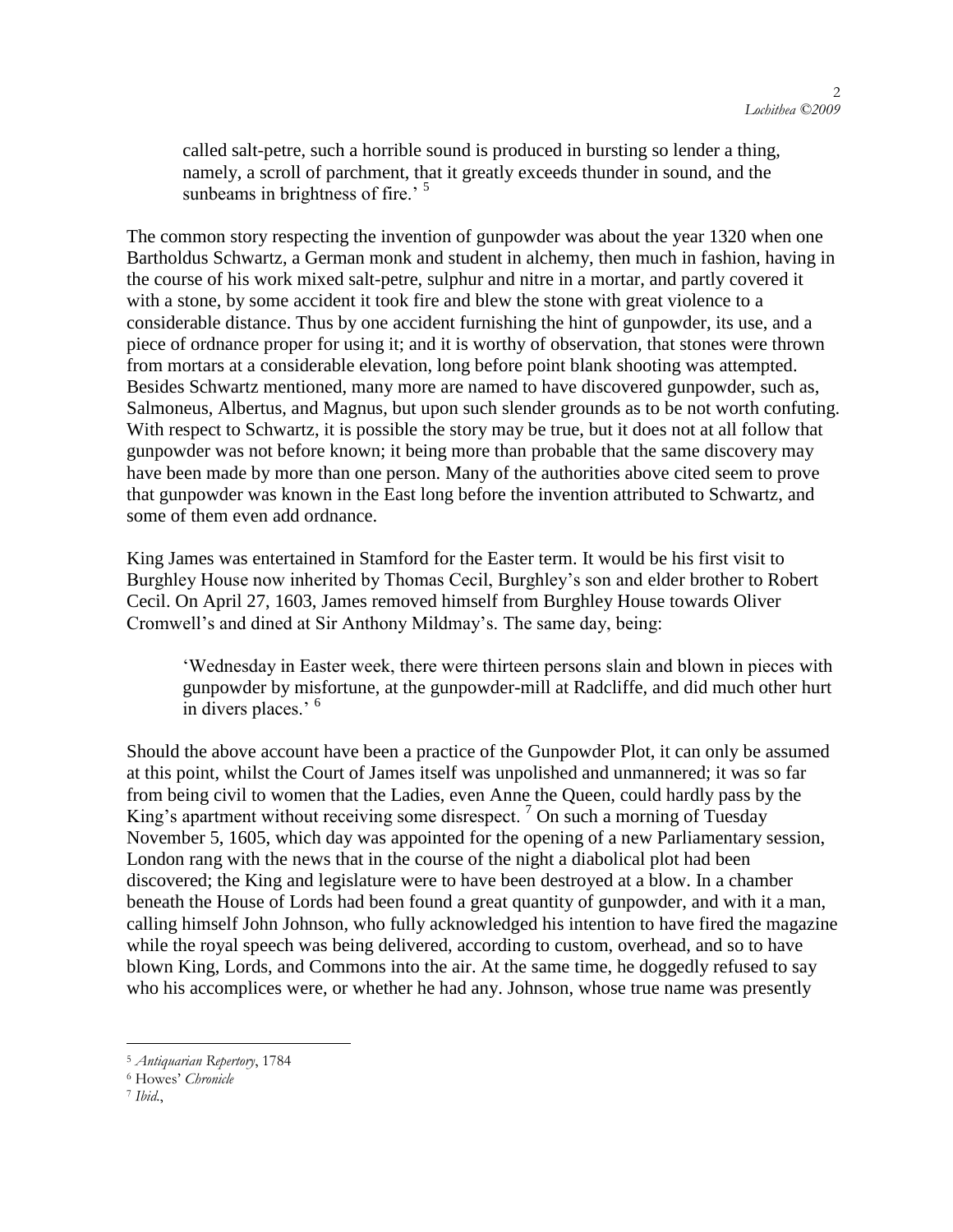> called salt-petre, such a horrible sound is produced in bursting so lender a thing, namely, a scroll of parchment, that it greatly exceeds thunder in sound, and the sunbeams in brightness of fire.' [5]

The common story respecting the invention of gunpowder was about the year 1320 when one Bartholdus Schwartz, a German monk and student in alchemy, then much in fashion, having in the course of his work mixed salt-petre, sulphur and nitre in a mortar, and partly covered it with a stone, by some accident it took fire and blew the stone with great violence to a considerable distance. Thus by one accident furnishing the hint of gunpowder, its use, and a piece of ordnance proper for using it; and it is worthy of observation, that stones were thrown from mortars at a considerable elevation, long before point blank shooting was attempted. Besides Schwartz mentioned, many more are named to have discovered gunpowder, such as, Salmoneus, Albertus, and Magnus, but upon such slender grounds as to be not worth confuting. With respect to Schwartz, it is possible the story may be true, but it does not at all follow that gunpowder was not before known; it being more than probable that the same discovery may have been made by more than one person. Many of the authorities above cited seem to prove that gunpowder was known in the East long before the invention attributed to Schwartz, and some of them even add ordnance.

King James was entertained in Stamford for the Easter term. It would be his first visit to Burghley House now inherited by Thomas Cecil, Burghley's son and elder brother to Robert Cecil. On April 27, 1603, James removed himself from Burghley House towards Oliver Cromwell's and dined at Sir Anthony Mildmay's. The same day, being:

> 'Wednesday in Easter week, there were thirteen persons slain and blown in pieces with gunpowder by misfortune, at the gunpowder-mill at Radcliffe, and did much other hurt in divers places.' [6]

Should the above account have been a practice of the Gunpowder Plot, it can only be assumed at this point, whilst the Court of James itself was unpolished and unmannered; it was so far from being civil to women that the Ladies, even Anne the Queen, could hardly pass by the King's apartment without receiving some disrespect. [7] On such a morning of Tuesday November 5, 1605, which day was appointed for the opening of a new Parliamentary session, London rang with the news that in the course of the night a diabolical plot had been discovered; the King and legislature were to have been destroyed at a blow. In a chamber beneath the House of Lords had been found a great quantity of gunpowder, and with it a man, calling himself John Johnson, who fully acknowledged his intention to have fired the magazine while the royal speech was being delivered, according to custom, overhead, and so to have blown King, Lords, and Commons into the air. At the same time, he doggedly refused to say who his accomplices were, or whether he had any. Johnson, whose true name was presently

---

[5] *Antiquarian Repertory*, 1784

[6] Howes' *Chronicle*

[7] *Ibid.*,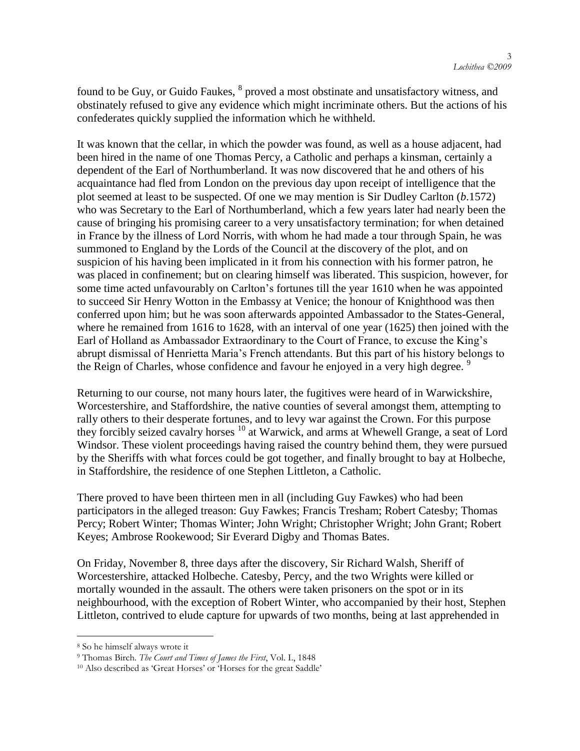found to be Guy, or Guido Faukes, [8] proved a most obstinate and unsatisfactory witness, and obstinately refused to give any evidence which might incriminate others. But the actions of his confederates quickly supplied the information which he withheld.

It was known that the cellar, in which the powder was found, as well as a house adjacent, had been hired in the name of one Thomas Percy, a Catholic and perhaps a kinsman, certainly a dependent of the Earl of Northumberland. It was now discovered that he and others of his acquaintance had fled from London on the previous day upon receipt of intelligence that the plot seemed at least to be suspected. Of one we may mention is Sir Dudley Carlton (*b*.1572) who was Secretary to the Earl of Northumberland, which a few years later had nearly been the cause of bringing his promising career to a very unsatisfactory termination; for when detained in France by the illness of Lord Norris, with whom he had made a tour through Spain, he was summoned to England by the Lords of the Council at the discovery of the plot, and on suspicion of his having been implicated in it from his connection with his former patron, he was placed in confinement; but on clearing himself was liberated. This suspicion, however, for some time acted unfavourably on Carlton's fortunes till the year 1610 when he was appointed to succeed Sir Henry Wotton in the Embassy at Venice; the honour of Knighthood was then conferred upon him; but he was soon afterwards appointed Ambassador to the States-General, where he remained from 1616 to 1628, with an interval of one year (1625) then joined with the Earl of Holland as Ambassador Extraordinary to the Court of France, to excuse the King's abrupt dismissal of Henrietta Maria's French attendants. But this part of his history belongs to the Reign of Charles, whose confidence and favour he enjoyed in a very high degree. [9]

Returning to our course, not many hours later, the fugitives were heard of in Warwickshire, Worcestershire, and Staffordshire, the native counties of several amongst them, attempting to rally others to their desperate fortunes, and to levy war against the Crown. For this purpose they forcibly seized cavalry horses [10] at Warwick, and arms at Whewell Grange, a seat of Lord Windsor. These violent proceedings having raised the country behind them, they were pursued by the Sheriffs with what forces could be got together, and finally brought to bay at Holbeche, in Staffordshire, the residence of one Stephen Littleton, a Catholic.

There proved to have been thirteen men in all (including Guy Fawkes) who had been participators in the alleged treason: Guy Fawkes; Francis Tresham; Robert Catesby; Thomas Percy; Robert Winter; Thomas Winter; John Wright; Christopher Wright; John Grant; Robert Keyes; Ambrose Rookewood; Sir Everard Digby and Thomas Bates.

On Friday, November 8, three days after the discovery, Sir Richard Walsh, Sheriff of Worcestershire, attacked Holbeche. Catesby, Percy, and the two Wrights were killed or mortally wounded in the assault. The others were taken prisoners on the spot or in its neighbourhood, with the exception of Robert Winter, who accompanied by their host, Stephen Littleton, contrived to elude capture for upwards of two months, being at last apprehended in

---

[8] So he himself always wrote it

[9] Thomas Birch. *The Court and Times of James the First*, Vol. I., 1848

[10] Also described as 'Great Horses' or 'Horses for the great Saddle'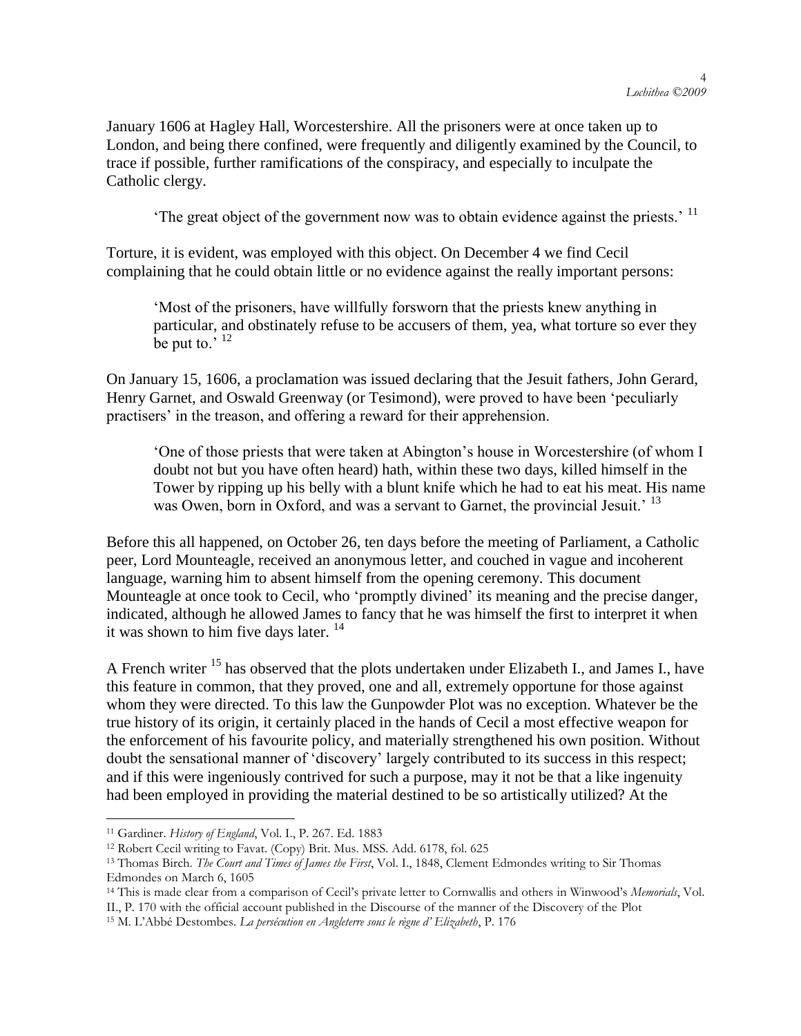January 1606 at Hagley Hall, Worcestershire. All the prisoners were at once taken up to London, and being there confined, were frequently and diligently examined by the Council, to trace if possible, further ramifications of the conspiracy, and especially to inculpate the Catholic clergy.

> 'The great object of the government now was to obtain evidence against the priests.' [11]

Torture, it is evident, was employed with this object. On December 4 we find Cecil complaining that he could obtain little or no evidence against the really important persons:

> 'Most of the prisoners, have willfully forsworn that the priests knew anything in particular, and obstinately refuse to be accusers of them, yea, what torture so ever they be put to.' [12]

On January 15, 1606, a proclamation was issued declaring that the Jesuit fathers, John Gerard, Henry Garnet, and Oswald Greenway (or Tesimond), were proved to have been 'peculiarly practisers' in the treason, and offering a reward for their apprehension.

> 'One of those priests that were taken at Abington's house in Worcestershire (of whom I doubt not but you have often heard) hath, within these two days, killed himself in the Tower by ripping up his belly with a blunt knife which he had to eat his meat. His name was Owen, born in Oxford, and was a servant to Garnet, the provincial Jesuit.' [13]

Before this all happened, on October 26, ten days before the meeting of Parliament, a Catholic peer, Lord Mounteagle, received an anonymous letter, and couched in vague and incoherent language, warning him to absent himself from the opening ceremony. This document Mounteagle at once took to Cecil, who 'promptly divined' its meaning and the precise danger, indicated, although he allowed James to fancy that he was himself the first to interpret it when it was shown to him five days later. [14]

A French writer [15] has observed that the plots undertaken under Elizabeth I., and James I., have this feature in common, that they proved, one and all, extremely opportune for those against whom they were directed. To this law the Gunpowder Plot was no exception. Whatever be the true history of its origin, it certainly placed in the hands of Cecil a most effective weapon for the enforcement of his favourite policy, and materially strengthened his own position. Without doubt the sensational manner of 'discovery' largely contributed to its success in this respect; and if this were ingeniously contrived for such a purpose, may it not be that a like ingenuity had been employed in providing the material destined to be so artistically utilized? At the

---

[11] Gardiner. *History of England*, Vol. I., P. 267. Ed. 1883

[12] Robert Cecil writing to Favat. (Copy) Brit. Mus. MSS. Add. 6178, fol. 625

[13] Thomas Birch. *The Court and Times of James the First*, Vol. I., 1848, Clement Edmondes writing to Sir Thomas Edmondes on March 6, 1605

[14] This is made clear from a comparison of Cecil's private letter to Cornwallis and others in Winwood's *Memorials*, Vol. II., P. 170 with the official account published in the Discourse of the manner of the Discovery of the Plot

[15] M. L'Abbé Destombes. *La persécution en Angleterre sous le règne d' Elizabeth*, P. 176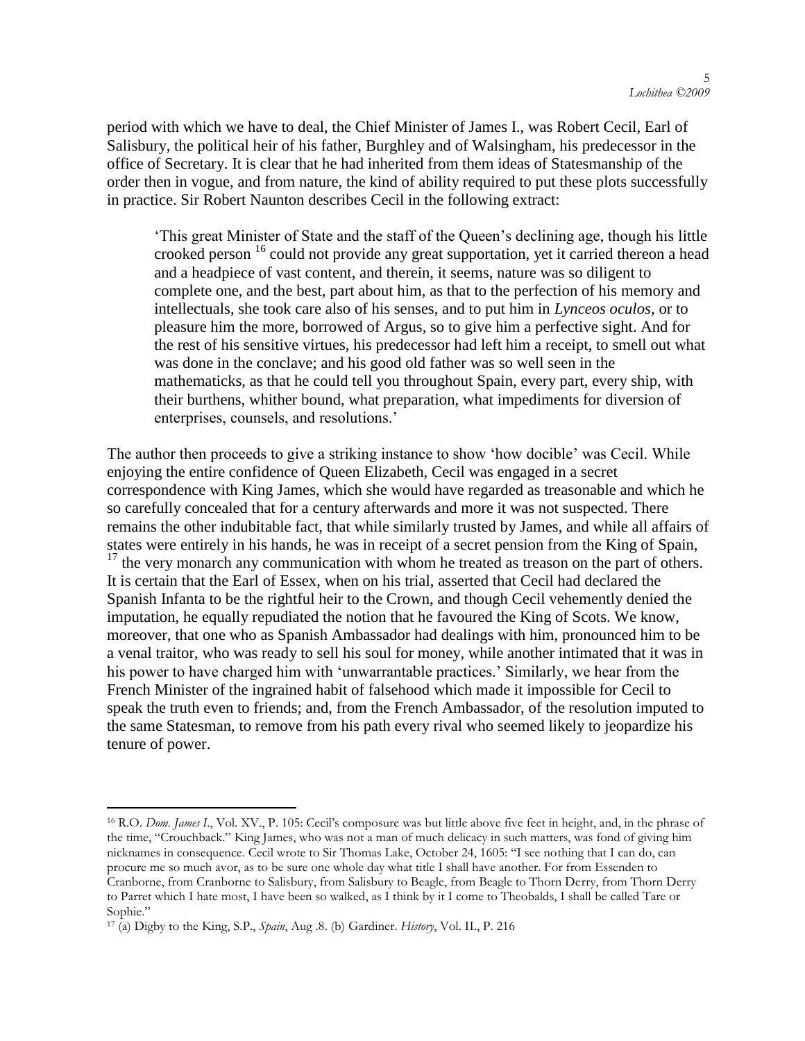period with which we have to deal, the Chief Minister of James I., was Robert Cecil, Earl of Salisbury, the political heir of his father, Burghley and of Walsingham, his predecessor in the office of Secretary. It is clear that he had inherited from them ideas of Statesmanship of the order then in vogue, and from nature, the kind of ability required to put these plots successfully in practice. Sir Robert Naunton describes Cecil in the following extract:

> 'This great Minister of State and the staff of the Queen's declining age, though his little crooked person [16] could not provide any great supportation, yet it carried thereon a head and a headpiece of vast content, and therein, it seems, nature was so diligent to complete one, and the best, part about him, as that to the perfection of his memory and intellectuals, she took care also of his senses, and to put him in *Lynceos oculos*, or to pleasure him the more, borrowed of Argus, so to give him a perfective sight. And for the rest of his sensitive virtues, his predecessor had left him a receipt, to smell out what was done in the conclave; and his good old father was so well seen in the mathematicks, as that he could tell you throughout Spain, every part, every ship, with their burthens, whither bound, what preparation, what impediments for diversion of enterprises, counsels, and resolutions.'

The author then proceeds to give a striking instance to show 'how docible' was Cecil. While enjoying the entire confidence of Queen Elizabeth, Cecil was engaged in a secret correspondence with King James, which she would have regarded as treasonable and which he so carefully concealed that for a century afterwards and more it was not suspected. There remains the other indubitable fact, that while similarly trusted by James, and while all affairs of states were entirely in his hands, he was in receipt of a secret pension from the King of Spain, [17] the very monarch any communication with whom he treated as treason on the part of others. It is certain that the Earl of Essex, when on his trial, asserted that Cecil had declared the Spanish Infanta to be the rightful heir to the Crown, and though Cecil vehemently denied the imputation, he equally repudiated the notion that he favoured the King of Scots. We know, moreover, that one who as Spanish Ambassador had dealings with him, pronounced him to be a venal traitor, who was ready to sell his soul for money, while another intimated that it was in his power to have charged him with 'unwarrantable practices.' Similarly, we hear from the French Minister of the ingrained habit of falsehood which made it impossible for Cecil to speak the truth even to friends; and, from the French Ambassador, of the resolution imputed to the same Statesman, to remove from his path every rival who seemed likely to jeopardize his tenure of power.

---

[16] R.O. *Dom. James I*., Vol. XV., P. 105: Cecil's composure was but little above five feet in height, and, in the phrase of the time, "Crouchback." King James, who was not a man of much delicacy in such matters, was fond of giving him nicknames in consequence. Cecil wrote to Sir Thomas Lake, October 24, 1605: "I see nothing that I can do, can procure me so much avor, as to be sure one whole day what title I shall have another. For from Essenden to Cranborne, from Cranborne to Salisbury, from Salisbury to Beagle, from Beagle to Thorn Derry, from Thorn Derry to Parret which I hate most, I have been so walked, as I think by it I come to Theobalds, I shall be called Tare or Sophie."

[17] (a) Digby to the King, S.P., *Spain*, Aug .8. (b) Gardiner. *History*, Vol. II., P. 216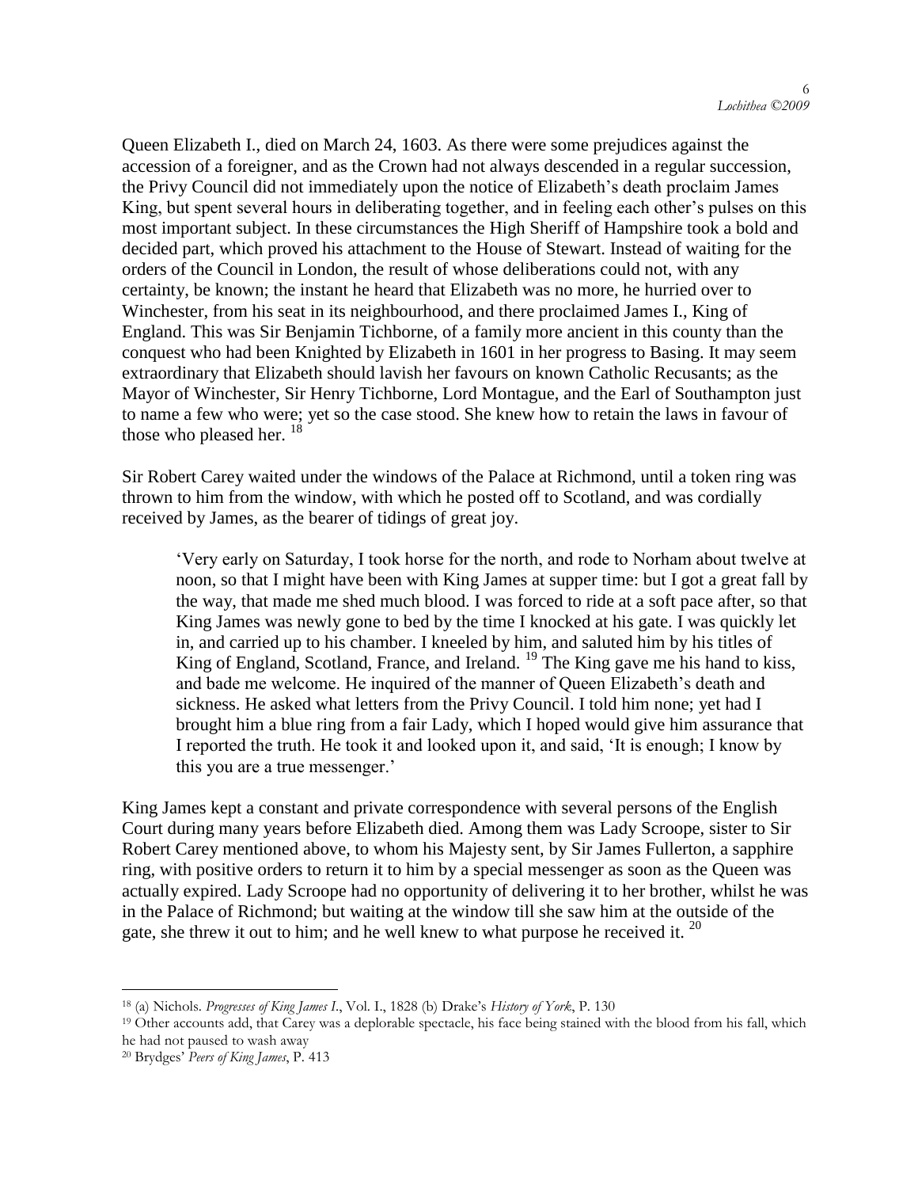Queen Elizabeth I., died on March 24, 1603. As there were some prejudices against the accession of a foreigner, and as the Crown had not always descended in a regular succession, the Privy Council did not immediately upon the notice of Elizabeth's death proclaim James King, but spent several hours in deliberating together, and in feeling each other's pulses on this most important subject. In these circumstances the High Sheriff of Hampshire took a bold and decided part, which proved his attachment to the House of Stewart. Instead of waiting for the orders of the Council in London, the result of whose deliberations could not, with any certainty, be known; the instant he heard that Elizabeth was no more, he hurried over to Winchester, from his seat in its neighbourhood, and there proclaimed James I., King of England. This was Sir Benjamin Tichborne, of a family more ancient in this county than the conquest who had been Knighted by Elizabeth in 1601 in her progress to Basing. It may seem extraordinary that Elizabeth should lavish her favours on known Catholic Recusants; as the Mayor of Winchester, Sir Henry Tichborne, Lord Montague, and the Earl of Southampton just to name a few who were; yet so the case stood. She knew how to retain the laws in favour of those who pleased her. [18]

Sir Robert Carey waited under the windows of the Palace at Richmond, until a token ring was thrown to him from the window, with which he posted off to Scotland, and was cordially received by James, as the bearer of tidings of great joy.

> 'Very early on Saturday, I took horse for the north, and rode to Norham about twelve at noon, so that I might have been with King James at supper time: but I got a great fall by the way, that made me shed much blood. I was forced to ride at a soft pace after, so that King James was newly gone to bed by the time I knocked at his gate. I was quickly let in, and carried up to his chamber. I kneeled by him, and saluted him by his titles of King of England, Scotland, France, and Ireland. [19] The King gave me his hand to kiss, and bade me welcome. He inquired of the manner of Queen Elizabeth's death and sickness. He asked what letters from the Privy Council. I told him none; yet had I brought him a blue ring from a fair Lady, which I hoped would give him assurance that I reported the truth. He took it and looked upon it, and said, 'It is enough; I know by this you are a true messenger.'

King James kept a constant and private correspondence with several persons of the English Court during many years before Elizabeth died. Among them was Lady Scroope, sister to Sir Robert Carey mentioned above, to whom his Majesty sent, by Sir James Fullerton, a sapphire ring, with positive orders to return it to him by a special messenger as soon as the Queen was actually expired. Lady Scroope had no opportunity of delivering it to her brother, whilst he was in the Palace of Richmond; but waiting at the window till she saw him at the outside of the gate, she threw it out to him; and he well knew to what purpose he received it. [20]

---

[18] (a) Nichols. *Progresses of King James I*., Vol. I., 1828 (b) Drake's *History of York*, P. 130

[19] Other accounts add, that Carey was a deplorable spectacle, his face being stained with the blood from his fall, which he had not paused to wash away

[20] Brydges' *Peers of King James*, P. 413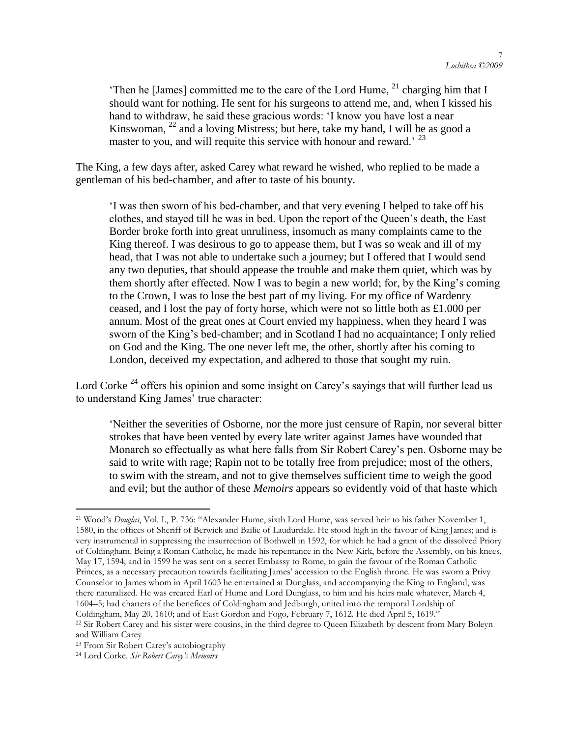> 'Then he [James] committed me to the care of the Lord Hume, [21] charging him that I should want for nothing. He sent for his surgeons to attend me, and, when I kissed his hand to withdraw, he said these gracious words: 'I know you have lost a near Kinswoman, [22] and a loving Mistress; but here, take my hand, I will be as good a master to you, and will requite this service with honour and reward.' [23]

The King, a few days after, asked Carey what reward he wished, who replied to be made a gentleman of his bed-chamber, and after to taste of his bounty.

> 'I was then sworn of his bed-chamber, and that very evening I helped to take off his clothes, and stayed till he was in bed. Upon the report of the Queen's death, the East Border broke forth into great unruliness, insomuch as many complaints came to the King thereof. I was desirous to go to appease them, but I was so weak and ill of my head, that I was not able to undertake such a journey; but I offered that I would send any two deputies, that should appease the trouble and make them quiet, which was by them shortly after effected. Now I was to begin a new world; for, by the King's coming to the Crown, I was to lose the best part of my living. For my office of Wardenry ceased, and I lost the pay of forty horse, which were not so little both as £1.000 per annum. Most of the great ones at Court envied my happiness, when they heard I was sworn of the King's bed-chamber; and in Scotland I had no acquaintance; I only relied on God and the King. The one never left me, the other, shortly after his coming to London, deceived my expectation, and adhered to those that sought my ruin.

Lord Corke [24] offers his opinion and some insight on Carey's sayings that will further lead us to understand King James' true character:

> 'Neither the severities of Osborne, nor the more just censure of Rapin, nor several bitter strokes that have been vented by every late writer against James have wounded that Monarch so effectually as what here falls from Sir Robert Carey's pen. Osborne may be said to write with rage; Rapin not to be totally free from prejudice; most of the others, to swim with the stream, and not to give themselves sufficient time to weigh the good and evil; but the author of these *Memoirs* appears so evidently void of that haste which

---

[21] Wood's *Douglas*, Vol. I., P. 736: "Alexander Hume, sixth Lord Hume, was served heir to his father November 1, 1580, in the offices of Sheriff of Berwick and Bailie of Laudurdale. He stood high in the favour of King James; and is very instrumental in suppressing the insurrection of Bothwell in 1592, for which he had a grant of the dissolved Priory of Coldingham. Being a Roman Catholic, he made his repentance in the New Kirk, before the Assembly, on his knees, May 17, 1594; and in 1599 he was sent on a secret Embassy to Rome, to gain the favour of the Roman Catholic Princes, as a necessary precaution towards facilitating James' accession to the English throne. He was sworn a Privy Counselor to James whom in April 1603 he entertained at Dunglass, and accompanying the King to England, was there naturalized. He was created Earl of Hume and Lord Dunglass, to him and his heirs male whatever, March 4, 1604–5; had charters of the benefices of Coldingham and Jedburgh, united into the temporal Lordship of Coldingham, May 20, 1610; and of East Gordon and Fogo, February 7, 1612. He died April 5, 1619."

[22] Sir Robert Carey and his sister were cousins, in the third degree to Queen Elizabeth by descent from Mary Boleyn and William Carey

[23] From Sir Robert Carey's autobiography

[24] Lord Corke. *Sir Robert Carey's Memoirs*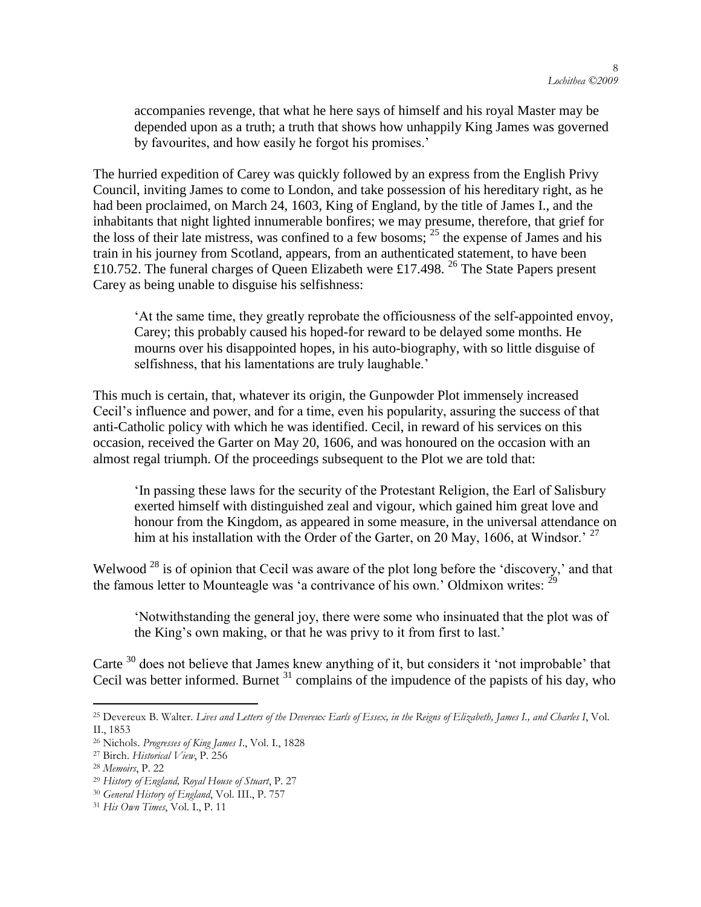accompanies revenge, that what he here says of himself and his royal Master may be depended upon as a truth; a truth that shows how unhappily King James was governed by favourites, and how easily he forgot his promises.'

The hurried expedition of Carey was quickly followed by an express from the English Privy Council, inviting James to come to London, and take possession of his hereditary right, as he had been proclaimed, on March 24, 1603, King of England, by the title of James I., and the inhabitants that night lighted innumerable bonfires; we may presume, therefore, that grief for the loss of their late mistress, was confined to a few bosoms; [25] the expense of James and his train in his journey from Scotland, appears, from an authenticated statement, to have been £10.752. The funeral charges of Queen Elizabeth were £17.498. [26] The State Papers present Carey as being unable to disguise his selfishness:

> 'At the same time, they greatly reprobate the officiousness of the self-appointed envoy, Carey; this probably caused his hoped-for reward to be delayed some months. He mourns over his disappointed hopes, in his auto-biography, with so little disguise of selfishness, that his lamentations are truly laughable.'

This much is certain, that, whatever its origin, the Gunpowder Plot immensely increased Cecil's influence and power, and for a time, even his popularity, assuring the success of that anti-Catholic policy with which he was identified. Cecil, in reward of his services on this occasion, received the Garter on May 20, 1606, and was honoured on the occasion with an almost regal triumph. Of the proceedings subsequent to the Plot we are told that:

> 'In passing these laws for the security of the Protestant Religion, the Earl of Salisbury exerted himself with distinguished zeal and vigour, which gained him great love and honour from the Kingdom, as appeared in some measure, in the universal attendance on him at his installation with the Order of the Garter, on 20 May, 1606, at Windsor.' [27]

Welwood [28] is of opinion that Cecil was aware of the plot long before the 'discovery,' and that the famous letter to Mounteagle was 'a contrivance of his own.' Oldmixon writes: [29]

> 'Notwithstanding the general joy, there were some who insinuated that the plot was of the King's own making, or that he was privy to it from first to last.'

Carte [30] does not believe that James knew anything of it, but considers it 'not improbable' that Cecil was better informed. Burnet [31] complains of the impudence of the papists of his day, who

---

[25] Devereux B. Walter. *Lives and Letters of the Devereux Earls of Essex, in the Reigns of Elizabeth, James I., and Charles I*, Vol. II., 1853

[26] Nichols. *Progresses of King James I*., Vol. I., 1828

[27] Birch. *Historical View*, P. 256

[28] *Memoirs*, P. 22

[29] *History of England, Royal House of Stuart*, P. 27

[30] *General History of England*, Vol. III., P. 757

[31] *His Own Times*, Vol. I., P. 11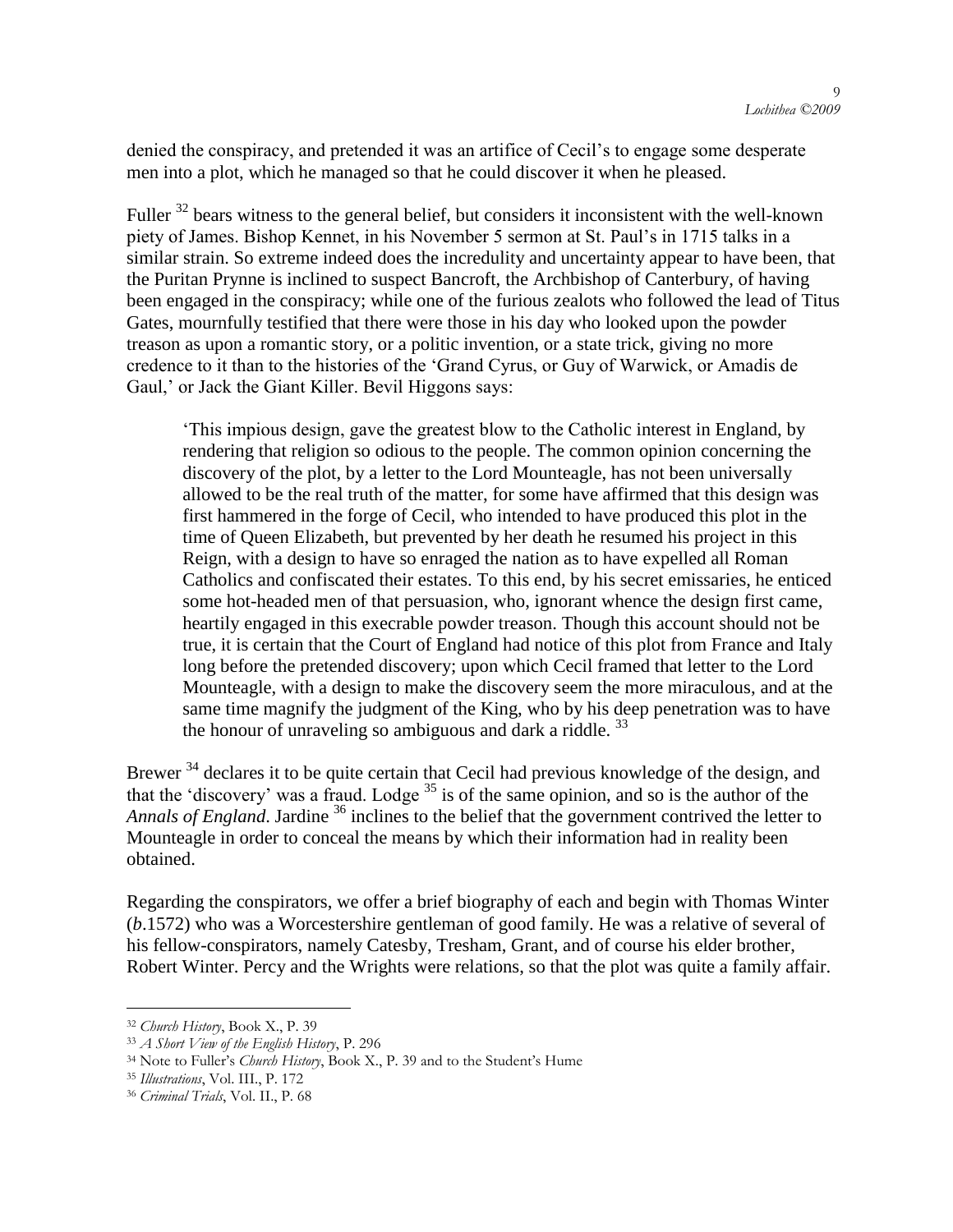denied the conspiracy, and pretended it was an artifice of Cecil's to engage some desperate men into a plot, which he managed so that he could discover it when he pleased.

Fuller [32] bears witness to the general belief, but considers it inconsistent with the well-known piety of James. Bishop Kennet, in his November 5 sermon at St. Paul's in 1715 talks in a similar strain. So extreme indeed does the incredulity and uncertainty appear to have been, that the Puritan Prynne is inclined to suspect Bancroft, the Archbishop of Canterbury, of having been engaged in the conspiracy; while one of the furious zealots who followed the lead of Titus Gates, mournfully testified that there were those in his day who looked upon the powder treason as upon a romantic story, or a politic invention, or a state trick, giving no more credence to it than to the histories of the 'Grand Cyrus, or Guy of Warwick, or Amadis de Gaul,' or Jack the Giant Killer. Bevil Higgons says:

> 'This impious design, gave the greatest blow to the Catholic interest in England, by rendering that religion so odious to the people. The common opinion concerning the discovery of the plot, by a letter to the Lord Mounteagle, has not been universally allowed to be the real truth of the matter, for some have affirmed that this design was first hammered in the forge of Cecil, who intended to have produced this plot in the time of Queen Elizabeth, but prevented by her death he resumed his project in this Reign, with a design to have so enraged the nation as to have expelled all Roman Catholics and confiscated their estates. To this end, by his secret emissaries, he enticed some hot-headed men of that persuasion, who, ignorant whence the design first came, heartily engaged in this execrable powder treason. Though this account should not be true, it is certain that the Court of England had notice of this plot from France and Italy long before the pretended discovery; upon which Cecil framed that letter to the Lord Mounteagle, with a design to make the discovery seem the more miraculous, and at the same time magnify the judgment of the King, who by his deep penetration was to have the honour of unraveling so ambiguous and dark a riddle. [33]

Brewer [34] declares it to be quite certain that Cecil had previous knowledge of the design, and that the 'discovery' was a fraud. Lodge [35] is of the same opinion, and so is the author of the *Annals of England*. Jardine [36] inclines to the belief that the government contrived the letter to Mounteagle in order to conceal the means by which their information had in reality been obtained.

Regarding the conspirators, we offer a brief biography of each and begin with Thomas Winter (*b*.1572) who was a Worcestershire gentleman of good family. He was a relative of several of his fellow-conspirators, namely Catesby, Tresham, Grant, and of course his elder brother, Robert Winter. Percy and the Wrights were relations, so that the plot was quite a family affair.

---

[32] *Church History*, Book X., P. 39

[33] *A Short View of the English History*, P. 296

[34] Note to Fuller's *Church History*, Book X., P. 39 and to the Student's Hume

[35] *Illustrations*, Vol. III., P. 172

[36] *Criminal Trials*, Vol. II., P. 68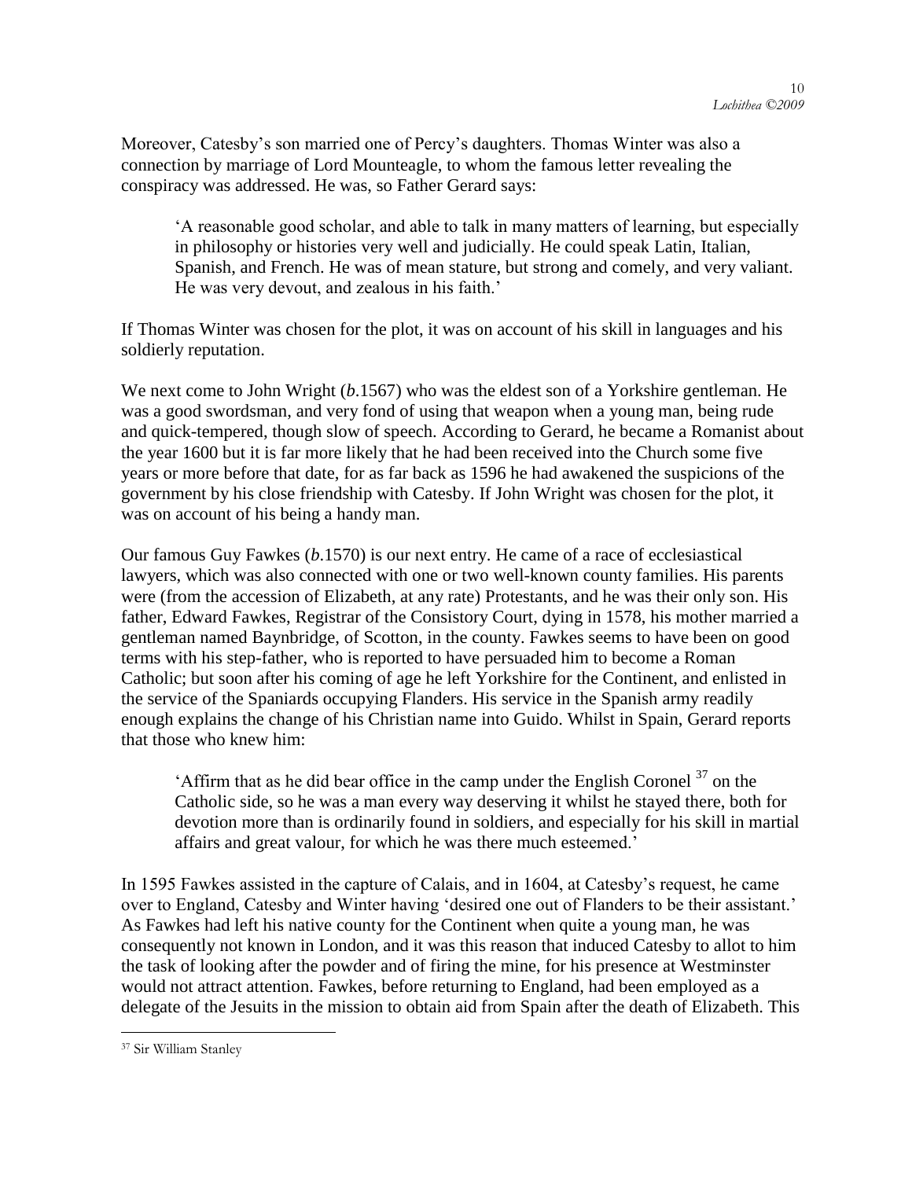Moreover, Catesby's son married one of Percy's daughters. Thomas Winter was also a connection by marriage of Lord Mounteagle, to whom the famous letter revealing the conspiracy was addressed. He was, so Father Gerard says:

> 'A reasonable good scholar, and able to talk in many matters of learning, but especially in philosophy or histories very well and judicially. He could speak Latin, Italian, Spanish, and French. He was of mean stature, but strong and comely, and very valiant. He was very devout, and zealous in his faith.'

If Thomas Winter was chosen for the plot, it was on account of his skill in languages and his soldierly reputation.

We next come to John Wright (*b*.1567) who was the eldest son of a Yorkshire gentleman. He was a good swordsman, and very fond of using that weapon when a young man, being rude and quick-tempered, though slow of speech. According to Gerard, he became a Romanist about the year 1600 but it is far more likely that he had been received into the Church some five years or more before that date, for as far back as 1596 he had awakened the suspicions of the government by his close friendship with Catesby. If John Wright was chosen for the plot, it was on account of his being a handy man.

Our famous Guy Fawkes (*b*.1570) is our next entry. He came of a race of ecclesiastical lawyers, which was also connected with one or two well-known county families. His parents were (from the accession of Elizabeth, at any rate) Protestants, and he was their only son. His father, Edward Fawkes, Registrar of the Consistory Court, dying in 1578, his mother married a gentleman named Baynbridge, of Scotton, in the county. Fawkes seems to have been on good terms with his step-father, who is reported to have persuaded him to become a Roman Catholic; but soon after his coming of age he left Yorkshire for the Continent, and enlisted in the service of the Spaniards occupying Flanders. His service in the Spanish army readily enough explains the change of his Christian name into Guido. Whilst in Spain, Gerard reports that those who knew him:

> 'Affirm that as he did bear office in the camp under the English Coronel [37] on the Catholic side, so he was a man every way deserving it whilst he stayed there, both for devotion more than is ordinarily found in soldiers, and especially for his skill in martial affairs and great valour, for which he was there much esteemed.'

In 1595 Fawkes assisted in the capture of Calais, and in 1604, at Catesby's request, he came over to England, Catesby and Winter having 'desired one out of Flanders to be their assistant.' As Fawkes had left his native county for the Continent when quite a young man, he was consequently not known in London, and it was this reason that induced Catesby to allot to him the task of looking after the powder and of firing the mine, for his presence at Westminster would not attract attention. Fawkes, before returning to England, had been employed as a delegate of the Jesuits in the mission to obtain aid from Spain after the death of Elizabeth. This

---

[37] Sir William Stanley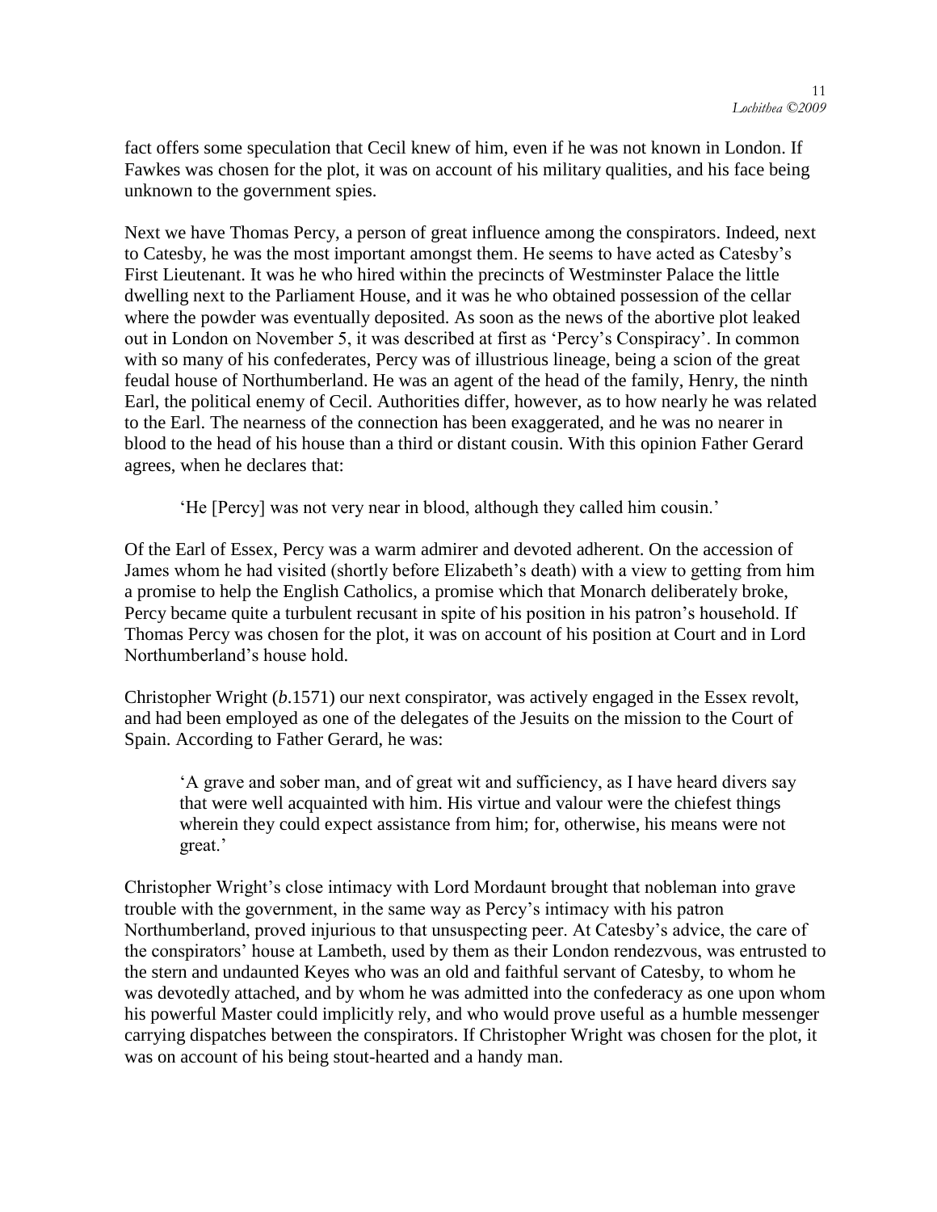fact offers some speculation that Cecil knew of him, even if he was not known in London. If Fawkes was chosen for the plot, it was on account of his military qualities, and his face being unknown to the government spies.

Next we have Thomas Percy, a person of great influence among the conspirators. Indeed, next to Catesby, he was the most important amongst them. He seems to have acted as Catesby's First Lieutenant. It was he who hired within the precincts of Westminster Palace the little dwelling next to the Parliament House, and it was he who obtained possession of the cellar where the powder was eventually deposited. As soon as the news of the abortive plot leaked out in London on November 5, it was described at first as 'Percy's Conspiracy'. In common with so many of his confederates, Percy was of illustrious lineage, being a scion of the great feudal house of Northumberland. He was an agent of the head of the family, Henry, the ninth Earl, the political enemy of Cecil. Authorities differ, however, as to how nearly he was related to the Earl. The nearness of the connection has been exaggerated, and he was no nearer in blood to the head of his house than a third or distant cousin. With this opinion Father Gerard agrees, when he declares that:

> 'He [Percy] was not very near in blood, although they called him cousin.'

Of the Earl of Essex, Percy was a warm admirer and devoted adherent. On the accession of James whom he had visited (shortly before Elizabeth's death) with a view to getting from him a promise to help the English Catholics, a promise which that Monarch deliberately broke, Percy became quite a turbulent recusant in spite of his position in his patron's household. If Thomas Percy was chosen for the plot, it was on account of his position at Court and in Lord Northumberland's house hold.

Christopher Wright (*b*.1571) our next conspirator, was actively engaged in the Essex revolt, and had been employed as one of the delegates of the Jesuits on the mission to the Court of Spain. According to Father Gerard, he was:

> 'A grave and sober man, and of great wit and sufficiency, as I have heard divers say that were well acquainted with him. His virtue and valour were the chiefest things wherein they could expect assistance from him; for, otherwise, his means were not great.'

Christopher Wright's close intimacy with Lord Mordaunt brought that nobleman into grave trouble with the government, in the same way as Percy's intimacy with his patron Northumberland, proved injurious to that unsuspecting peer. At Catesby's advice, the care of the conspirators' house at Lambeth, used by them as their London rendezvous, was entrusted to the stern and undaunted Keyes who was an old and faithful servant of Catesby, to whom he was devotedly attached, and by whom he was admitted into the confederacy as one upon whom his powerful Master could implicitly rely, and who would prove useful as a humble messenger carrying dispatches between the conspirators. If Christopher Wright was chosen for the plot, it was on account of his being stout-hearted and a handy man.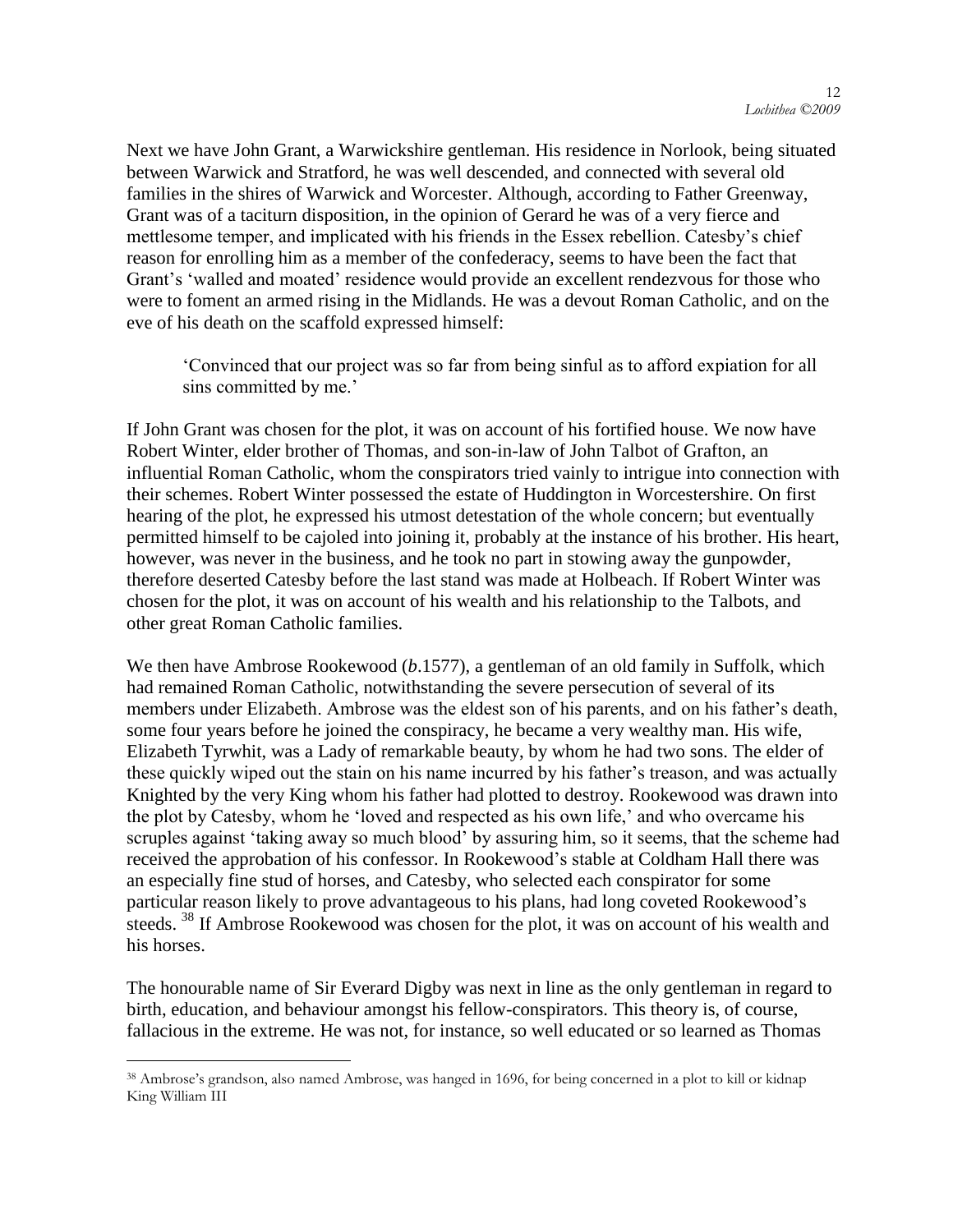Next we have John Grant, a Warwickshire gentleman. His residence in Norlook, being situated between Warwick and Stratford, he was well descended, and connected with several old families in the shires of Warwick and Worcester. Although, according to Father Greenway, Grant was of a taciturn disposition, in the opinion of Gerard he was of a very fierce and mettlesome temper, and implicated with his friends in the Essex rebellion. Catesby's chief reason for enrolling him as a member of the confederacy, seems to have been the fact that Grant's 'walled and moated' residence would provide an excellent rendezvous for those who were to foment an armed rising in the Midlands. He was a devout Roman Catholic, and on the eve of his death on the scaffold expressed himself:

> 'Convinced that our project was so far from being sinful as to afford expiation for all sins committed by me.'

If John Grant was chosen for the plot, it was on account of his fortified house. We now have Robert Winter, elder brother of Thomas, and son-in-law of John Talbot of Grafton, an influential Roman Catholic, whom the conspirators tried vainly to intrigue into connection with their schemes. Robert Winter possessed the estate of Huddington in Worcestershire. On first hearing of the plot, he expressed his utmost detestation of the whole concern; but eventually permitted himself to be cajoled into joining it, probably at the instance of his brother. His heart, however, was never in the business, and he took no part in stowing away the gunpowder, therefore deserted Catesby before the last stand was made at Holbeach. If Robert Winter was chosen for the plot, it was on account of his wealth and his relationship to the Talbots, and other great Roman Catholic families.

We then have Ambrose Rookewood (*b*.1577), a gentleman of an old family in Suffolk, which had remained Roman Catholic, notwithstanding the severe persecution of several of its members under Elizabeth. Ambrose was the eldest son of his parents, and on his father's death, some four years before he joined the conspiracy, he became a very wealthy man. His wife, Elizabeth Tyrwhit, was a Lady of remarkable beauty, by whom he had two sons. The elder of these quickly wiped out the stain on his name incurred by his father's treason, and was actually Knighted by the very King whom his father had plotted to destroy. Rookewood was drawn into the plot by Catesby, whom he 'loved and respected as his own life,' and who overcame his scruples against 'taking away so much blood' by assuring him, so it seems, that the scheme had received the approbation of his confessor. In Rookewood's stable at Coldham Hall there was an especially fine stud of horses, and Catesby, who selected each conspirator for some particular reason likely to prove advantageous to his plans, had long coveted Rookewood's steeds. [38] If Ambrose Rookewood was chosen for the plot, it was on account of his wealth and his horses.

The honourable name of Sir Everard Digby was next in line as the only gentleman in regard to birth, education, and behaviour amongst his fellow-conspirators. This theory is, of course, fallacious in the extreme. He was not, for instance, so well educated or so learned as Thomas

---

[38] Ambrose's grandson, also named Ambrose, was hanged in 1696, for being concerned in a plot to kill or kidnap King William III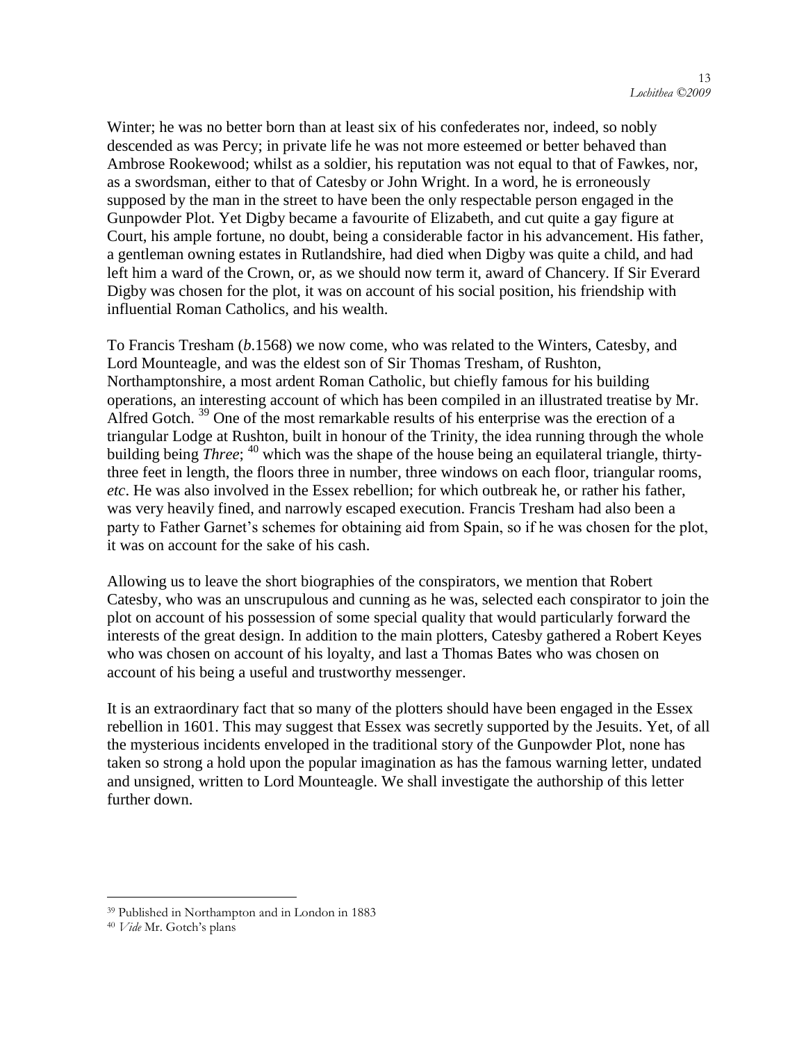Winter; he was no better born than at least six of his confederates nor, indeed, so nobly descended as was Percy; in private life he was not more esteemed or better behaved than Ambrose Rookewood; whilst as a soldier, his reputation was not equal to that of Fawkes, nor, as a swordsman, either to that of Catesby or John Wright. In a word, he is erroneously supposed by the man in the street to have been the only respectable person engaged in the Gunpowder Plot. Yet Digby became a favourite of Elizabeth, and cut quite a gay figure at Court, his ample fortune, no doubt, being a considerable factor in his advancement. His father, a gentleman owning estates in Rutlandshire, had died when Digby was quite a child, and had left him a ward of the Crown, or, as we should now term it, award of Chancery. If Sir Everard Digby was chosen for the plot, it was on account of his social position, his friendship with influential Roman Catholics, and his wealth.

To Francis Tresham (*b.*1568) we now come, who was related to the Winters, Catesby, and Lord Mounteagle, and was the eldest son of Sir Thomas Tresham, of Rushton, Northamptonshire, a most ardent Roman Catholic, but chiefly famous for his building operations, an interesting account of which has been compiled in an illustrated treatise by Mr. Alfred Gotch. [39] One of the most remarkable results of his enterprise was the erection of a triangular Lodge at Rushton, built in honour of the Trinity, the idea running through the whole building being *Three*; [40] which was the shape of the house being an equilateral triangle, thirty-three feet in length, the floors three in number, three windows on each floor, triangular rooms, *etc*. He was also involved in the Essex rebellion; for which outbreak he, or rather his father, was very heavily fined, and narrowly escaped execution. Francis Tresham had also been a party to Father Garnet's schemes for obtaining aid from Spain, so if he was chosen for the plot, it was on account for the sake of his cash.

Allowing us to leave the short biographies of the conspirators, we mention that Robert Catesby, who was an unscrupulous and cunning as he was, selected each conspirator to join the plot on account of his possession of some special quality that would particularly forward the interests of the great design. In addition to the main plotters, Catesby gathered a Robert Keyes who was chosen on account of his loyalty, and last a Thomas Bates who was chosen on account of his being a useful and trustworthy messenger.

It is an extraordinary fact that so many of the plotters should have been engaged in the Essex rebellion in 1601. This may suggest that Essex was secretly supported by the Jesuits. Yet, of all the mysterious incidents enveloped in the traditional story of the Gunpowder Plot, none has taken so strong a hold upon the popular imagination as has the famous warning letter, undated and unsigned, written to Lord Mounteagle. We shall investigate the authorship of this letter further down.

---

[39] Published in Northampton and in London in 1883

[40] *Vide* Mr. Gotch's plans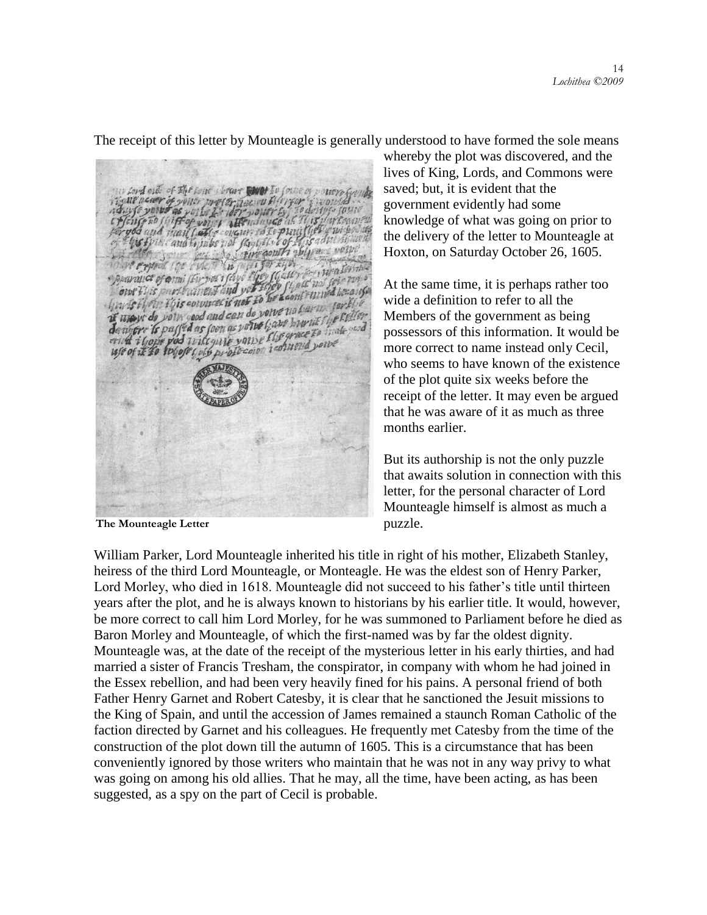The receipt of this letter by Mounteagle is generally understood to have formed the sole means whereby the plot was discovered, and the lives of King, Lords, and Commons were saved; but, it is evident that the government evidently had some knowledge of what was going on prior to the delivery of the letter to Mounteagle at Hoxton, on Saturday October 26, 1605.

**The Mounteagle Letter**

At the same time, it is perhaps rather too wide a definition to refer to all the Members of the government as being possessors of this information. It would be more correct to name instead only Cecil, who seems to have known of the existence of the plot quite six weeks before the receipt of the letter. It may even be argued that he was aware of it as much as three months earlier.

But its authorship is not the only puzzle that awaits solution in connection with this letter, for the personal character of Lord Mounteagle himself is almost as much a puzzle.

William Parker, Lord Mounteagle inherited his title in right of his mother, Elizabeth Stanley, heiress of the third Lord Mounteagle, or Monteagle. He was the eldest son of Henry Parker, Lord Morley, who died in 1618. Mounteagle did not succeed to his father's title until thirteen years after the plot, and he is always known to historians by his earlier title. It would, however, be more correct to call him Lord Morley, for he was summoned to Parliament before he died as Baron Morley and Mounteagle, of which the first-named was by far the oldest dignity. Mounteagle was, at the date of the receipt of the mysterious letter in his early thirties, and had married a sister of Francis Tresham, the conspirator, in company with whom he had joined in the Essex rebellion, and had been very heavily fined for his pains. A personal friend of both Father Henry Garnet and Robert Catesby, it is clear that he sanctioned the Jesuit missions to the King of Spain, and until the accession of James remained a staunch Roman Catholic of the faction directed by Garnet and his colleagues. He frequently met Catesby from the time of the construction of the plot down till the autumn of 1605. This is a circumstance that has been conveniently ignored by those writers who maintain that he was not in any way privy to what was going on among his old allies. That he may, all the time, have been acting, as has been suggested, as a spy on the part of Cecil is probable.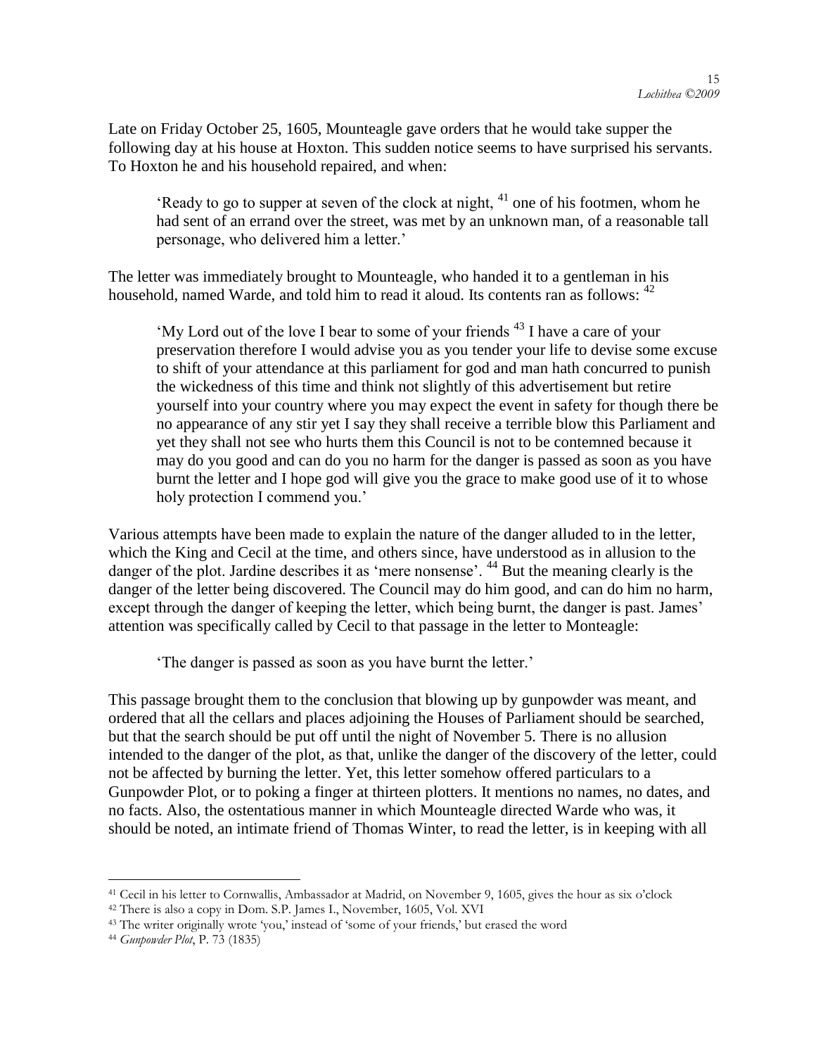Late on Friday October 25, 1605, Mounteagle gave orders that he would take supper the following day at his house at Hoxton. This sudden notice seems to have surprised his servants. To Hoxton he and his household repaired, and when:

> 'Ready to go to supper at seven of the clock at night, [41] one of his footmen, whom he had sent of an errand over the street, was met by an unknown man, of a reasonable tall personage, who delivered him a letter.'

The letter was immediately brought to Mounteagle, who handed it to a gentleman in his household, named Warde, and told him to read it aloud. Its contents ran as follows: [42]

> 'My Lord out of the love I bear to some of your friends [43] I have a care of your preservation therefore I would advise you as you tender your life to devise some excuse to shift of your attendance at this parliament for god and man hath concurred to punish the wickedness of this time and think not slightly of this advertisement but retire yourself into your country where you may expect the event in safety for though there be no appearance of any stir yet I say they shall receive a terrible blow this Parliament and yet they shall not see who hurts them this Council is not to be contemned because it may do you good and can do you no harm for the danger is passed as soon as you have burnt the letter and I hope god will give you the grace to make good use of it to whose holy protection I commend you.'

Various attempts have been made to explain the nature of the danger alluded to in the letter, which the King and Cecil at the time, and others since, have understood as in allusion to the danger of the plot. Jardine describes it as 'mere nonsense'. [44] But the meaning clearly is the danger of the letter being discovered. The Council may do him good, and can do him no harm, except through the danger of keeping the letter, which being burnt, the danger is past. James' attention was specifically called by Cecil to that passage in the letter to Monteagle:

> 'The danger is passed as soon as you have burnt the letter.'

This passage brought them to the conclusion that blowing up by gunpowder was meant, and ordered that all the cellars and places adjoining the Houses of Parliament should be searched, but that the search should be put off until the night of November 5. There is no allusion intended to the danger of the plot, as that, unlike the danger of the discovery of the letter, could not be affected by burning the letter. Yet, this letter somehow offered particulars to a Gunpowder Plot, or to poking a finger at thirteen plotters. It mentions no names, no dates, and no facts. Also, the ostentatious manner in which Mounteagle directed Warde who was, it should be noted, an intimate friend of Thomas Winter, to read the letter, is in keeping with all

---

[41] Cecil in his letter to Cornwallis, Ambassador at Madrid, on November 9, 1605, gives the hour as six o'clock

[42] There is also a copy in Dom. S.P. James I., November, 1605, Vol. XVI

[43] The writer originally wrote 'you,' instead of 'some of your friends,' but erased the word

[44] *Gunpowder Plot*, P. 73 (1835)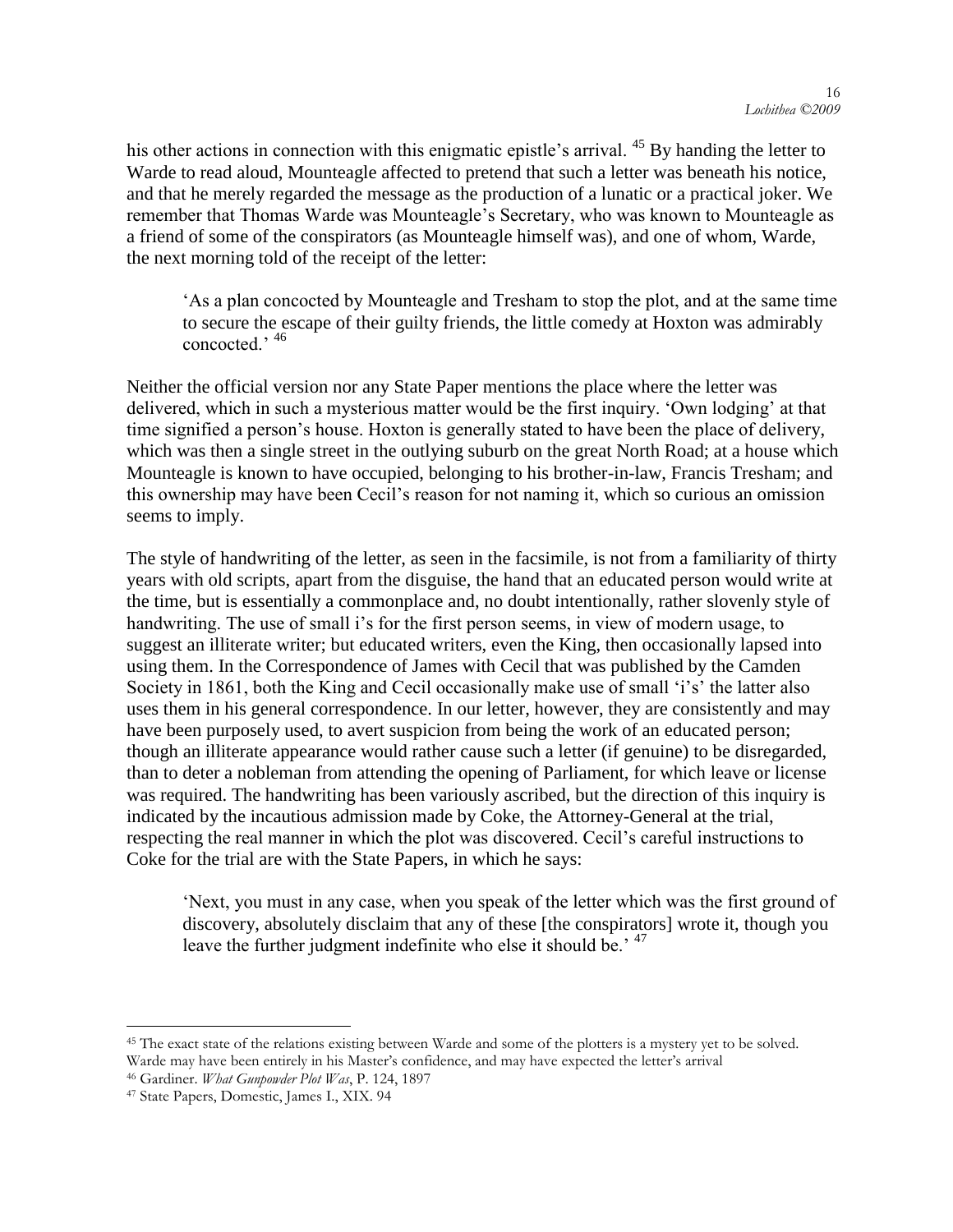his other actions in connection with this enigmatic epistle's arrival. [45] By handing the letter to Warde to read aloud, Mounteagle affected to pretend that such a letter was beneath his notice, and that he merely regarded the message as the production of a lunatic or a practical joker. We remember that Thomas Warde was Mounteagle's Secretary, who was known to Mounteagle as a friend of some of the conspirators (as Mounteagle himself was), and one of whom, Warde, the next morning told of the receipt of the letter:

> 'As a plan concocted by Mounteagle and Tresham to stop the plot, and at the same time to secure the escape of their guilty friends, the little comedy at Hoxton was admirably concocted.' [46]

Neither the official version nor any State Paper mentions the place where the letter was delivered, which in such a mysterious matter would be the first inquiry. 'Own lodging' at that time signified a person's house. Hoxton is generally stated to have been the place of delivery, which was then a single street in the outlying suburb on the great North Road; at a house which Mounteagle is known to have occupied, belonging to his brother-in-law, Francis Tresham; and this ownership may have been Cecil's reason for not naming it, which so curious an omission seems to imply.

The style of handwriting of the letter, as seen in the facsimile, is not from a familiarity of thirty years with old scripts, apart from the disguise, the hand that an educated person would write at the time, but is essentially a commonplace and, no doubt intentionally, rather slovenly style of handwriting. The use of small i's for the first person seems, in view of modern usage, to suggest an illiterate writer; but educated writers, even the King, then occasionally lapsed into using them. In the Correspondence of James with Cecil that was published by the Camden Society in 1861, both the King and Cecil occasionally make use of small 'i's' the latter also uses them in his general correspondence. In our letter, however, they are consistently and may have been purposely used, to avert suspicion from being the work of an educated person; though an illiterate appearance would rather cause such a letter (if genuine) to be disregarded, than to deter a nobleman from attending the opening of Parliament, for which leave or license was required. The handwriting has been variously ascribed, but the direction of this inquiry is indicated by the incautious admission made by Coke, the Attorney-General at the trial, respecting the real manner in which the plot was discovered. Cecil's careful instructions to Coke for the trial are with the State Papers, in which he says:

> 'Next, you must in any case, when you speak of the letter which was the first ground of discovery, absolutely disclaim that any of these [the conspirators] wrote it, though you leave the further judgment indefinite who else it should be.' [47]

---

[45] The exact state of the relations existing between Warde and some of the plotters is a mystery yet to be solved. Warde may have been entirely in his Master's confidence, and may have expected the letter's arrival

[46] Gardiner. *What Gunpowder Plot Was*, P. 124, 1897

[47] State Papers, Domestic, James I., XIX. 94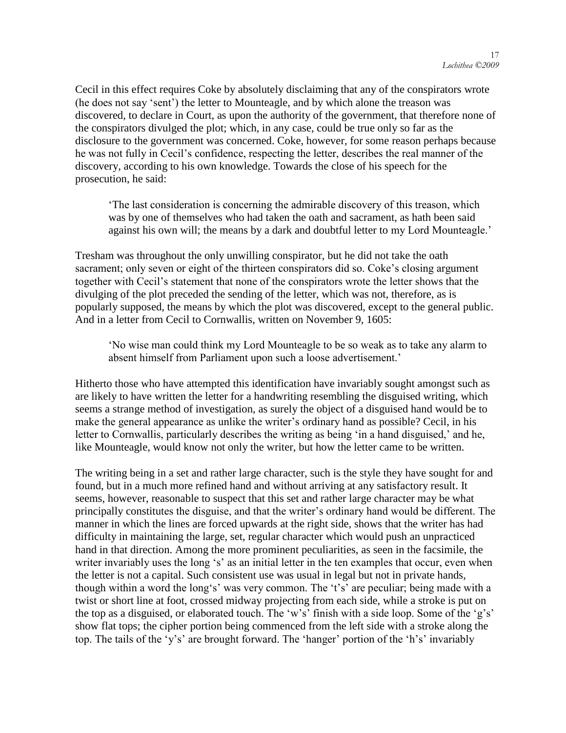Cecil in this effect requires Coke by absolutely disclaiming that any of the conspirators wrote (he does not say 'sent') the letter to Mounteagle, and by which alone the treason was discovered, to declare in Court, as upon the authority of the government, that therefore none of the conspirators divulged the plot; which, in any case, could be true only so far as the disclosure to the government was concerned. Coke, however, for some reason perhaps because he was not fully in Cecil's confidence, respecting the letter, describes the real manner of the discovery, according to his own knowledge. Towards the close of his speech for the prosecution, he said:

> 'The last consideration is concerning the admirable discovery of this treason, which was by one of themselves who had taken the oath and sacrament, as hath been said against his own will; the means by a dark and doubtful letter to my Lord Mounteagle.'

Tresham was throughout the only unwilling conspirator, but he did not take the oath sacrament; only seven or eight of the thirteen conspirators did so. Coke's closing argument together with Cecil's statement that none of the conspirators wrote the letter shows that the divulging of the plot preceded the sending of the letter, which was not, therefore, as is popularly supposed, the means by which the plot was discovered, except to the general public. And in a letter from Cecil to Cornwallis, written on November 9, 1605:

> 'No wise man could think my Lord Mounteagle to be so weak as to take any alarm to absent himself from Parliament upon such a loose advertisement.'

Hitherto those who have attempted this identification have invariably sought amongst such as are likely to have written the letter for a handwriting resembling the disguised writing, which seems a strange method of investigation, as surely the object of a disguised hand would be to make the general appearance as unlike the writer's ordinary hand as possible? Cecil, in his letter to Cornwallis, particularly describes the writing as being 'in a hand disguised,' and he, like Mounteagle, would know not only the writer, but how the letter came to be written.

The writing being in a set and rather large character, such is the style they have sought for and found, but in a much more refined hand and without arriving at any satisfactory result. It seems, however, reasonable to suspect that this set and rather large character may be what principally constitutes the disguise, and that the writer's ordinary hand would be different. The manner in which the lines are forced upwards at the right side, shows that the writer has had difficulty in maintaining the large, set, regular character which would push an unpracticed hand in that direction. Among the more prominent peculiarities, as seen in the facsimile, the writer invariably uses the long 's' as an initial letter in the ten examples that occur, even when the letter is not a capital. Such consistent use was usual in legal but not in private hands, though within a word the long's' was very common. The 't's' are peculiar; being made with a twist or short line at foot, crossed midway projecting from each side, while a stroke is put on the top as a disguised, or elaborated touch. The 'w's' finish with a side loop. Some of the 'g's' show flat tops; the cipher portion being commenced from the left side with a stroke along the top. The tails of the 'y's' are brought forward. The 'hanger' portion of the 'h's' invariably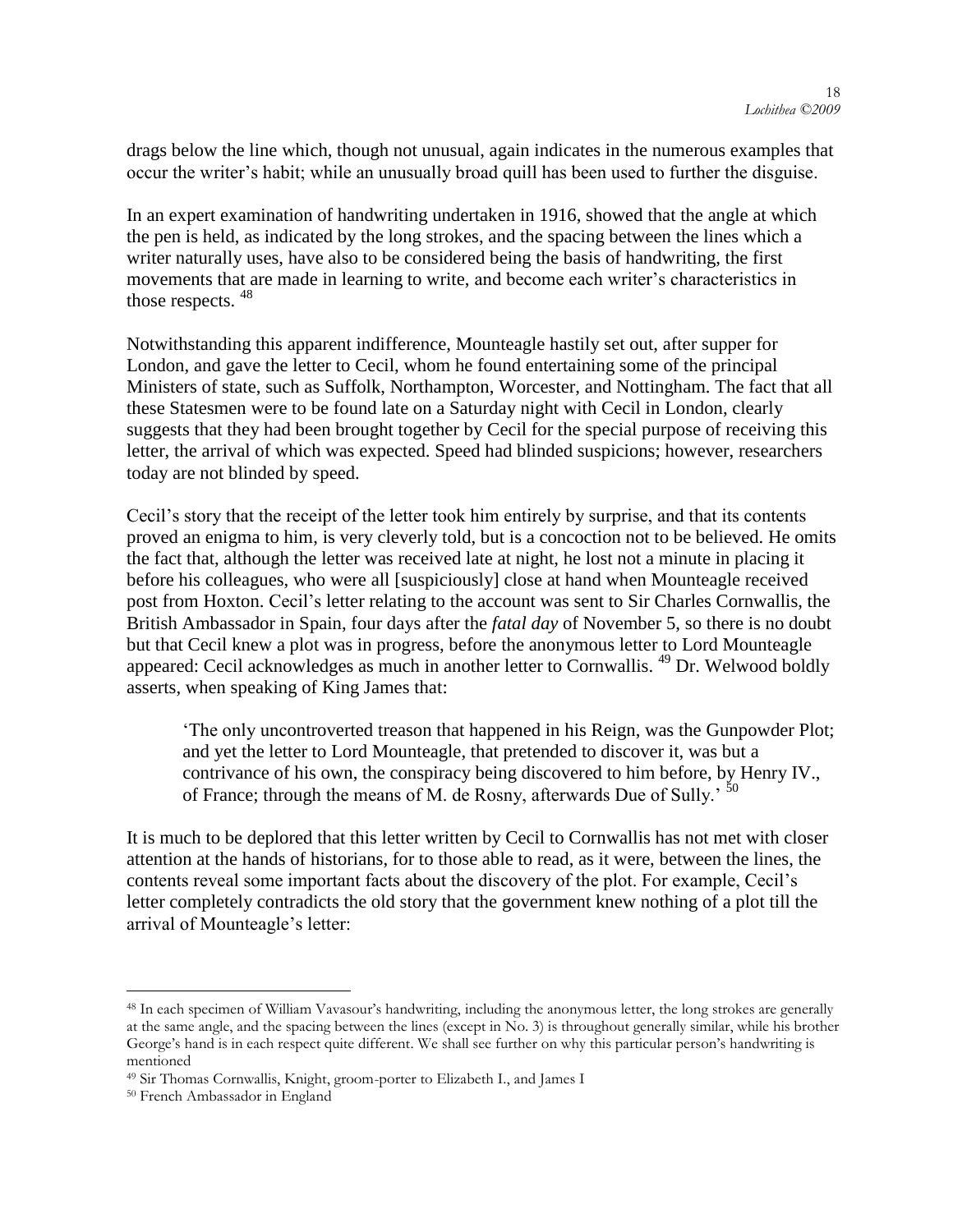drags below the line which, though not unusual, again indicates in the numerous examples that occur the writer's habit; while an unusually broad quill has been used to further the disguise.

In an expert examination of handwriting undertaken in 1916, showed that the angle at which the pen is held, as indicated by the long strokes, and the spacing between the lines which a writer naturally uses, have also to be considered being the basis of handwriting, the first movements that are made in learning to write, and become each writer's characteristics in those respects. [48]

Notwithstanding this apparent indifference, Mounteagle hastily set out, after supper for London, and gave the letter to Cecil, whom he found entertaining some of the principal Ministers of state, such as Suffolk, Northampton, Worcester, and Nottingham. The fact that all these Statesmen were to be found late on a Saturday night with Cecil in London, clearly suggests that they had been brought together by Cecil for the special purpose of receiving this letter, the arrival of which was expected. Speed had blinded suspicions; however, researchers today are not blinded by speed.

Cecil's story that the receipt of the letter took him entirely by surprise, and that its contents proved an enigma to him, is very cleverly told, but is a concoction not to be believed. He omits the fact that, although the letter was received late at night, he lost not a minute in placing it before his colleagues, who were all [suspiciously] close at hand when Mounteagle received post from Hoxton. Cecil's letter relating to the account was sent to Sir Charles Cornwallis, the British Ambassador in Spain, four days after the *fatal day* of November 5, so there is no doubt but that Cecil knew a plot was in progress, before the anonymous letter to Lord Mounteagle appeared: Cecil acknowledges as much in another letter to Cornwallis. [49] Dr. Welwood boldly asserts, when speaking of King James that:

> 'The only uncontroverted treason that happened in his Reign, was the Gunpowder Plot; and yet the letter to Lord Mounteagle, that pretended to discover it, was but a contrivance of his own, the conspiracy being discovered to him before, by Henry IV., of France; through the means of M. de Rosny, afterwards Due of Sully.' [50]

It is much to be deplored that this letter written by Cecil to Cornwallis has not met with closer attention at the hands of historians, for to those able to read, as it were, between the lines, the contents reveal some important facts about the discovery of the plot. For example, Cecil's letter completely contradicts the old story that the government knew nothing of a plot till the arrival of Mounteagle's letter:

---

[48] In each specimen of William Vavasour's handwriting, including the anonymous letter, the long strokes are generally at the same angle, and the spacing between the lines (except in No. 3) is throughout generally similar, while his brother George's hand is in each respect quite different. We shall see further on why this particular person's handwriting is mentioned

[49] Sir Thomas Cornwallis, Knight, groom-porter to Elizabeth I., and James I

[50] French Ambassador in England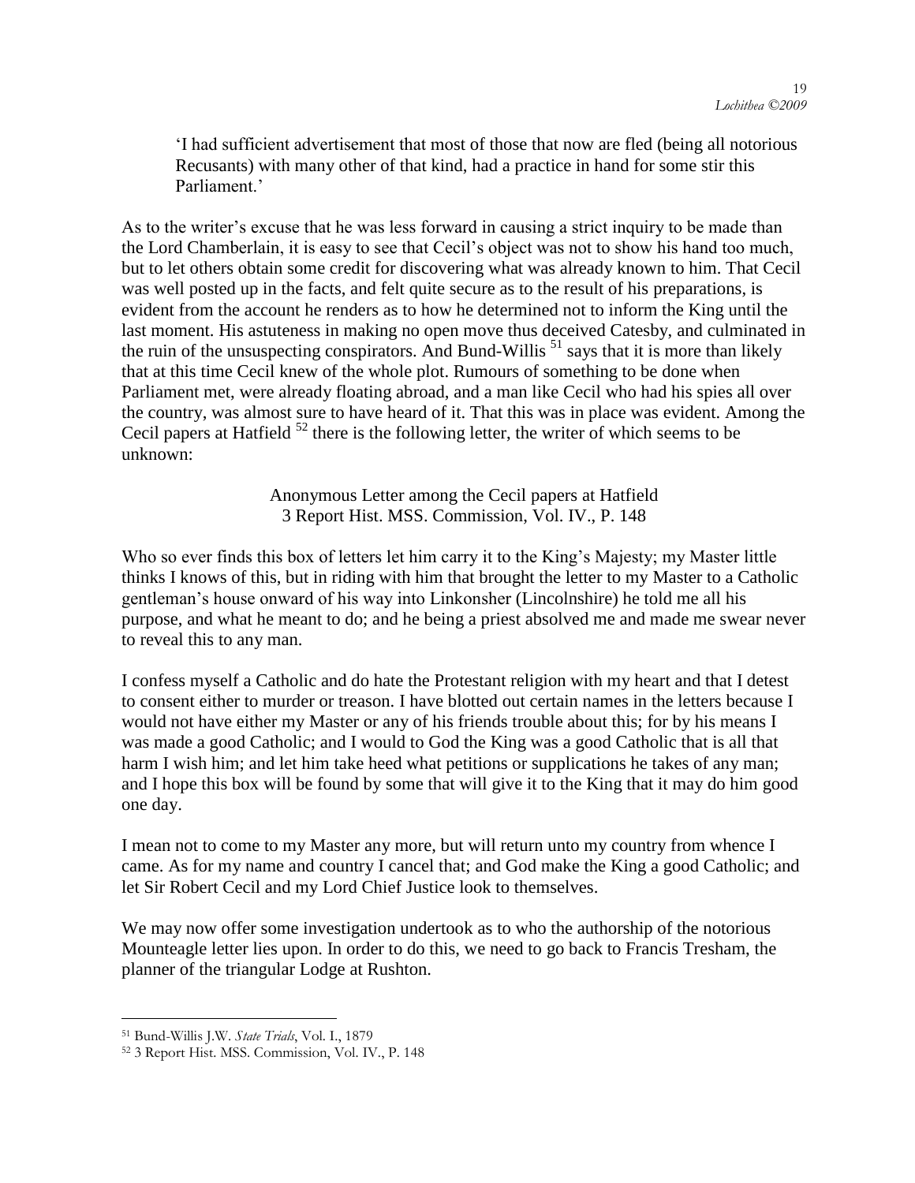> 'I had sufficient advertisement that most of those that now are fled (being all notorious Recusants) with many other of that kind, had a practice in hand for some stir this Parliament.'

As to the writer's excuse that he was less forward in causing a strict inquiry to be made than the Lord Chamberlain, it is easy to see that Cecil's object was not to show his hand too much, but to let others obtain some credit for discovering what was already known to him. That Cecil was well posted up in the facts, and felt quite secure as to the result of his preparations, is evident from the account he renders as to how he determined not to inform the King until the last moment. His astuteness in making no open move thus deceived Catesby, and culminated in the ruin of the unsuspecting conspirators. And Bund-Willis [51] says that it is more than likely that at this time Cecil knew of the whole plot. Rumours of something to be done when Parliament met, were already floating abroad, and a man like Cecil who had his spies all over the country, was almost sure to have heard of it. That this was in place was evident. Among the Cecil papers at Hatfield [52] there is the following letter, the writer of which seems to be unknown:

Anonymous Letter among the Cecil papers at Hatfield
3 Report Hist. MSS. Commission, Vol. IV., P. 148

Who so ever finds this box of letters let him carry it to the King's Majesty; my Master little thinks I knows of this, but in riding with him that brought the letter to my Master to a Catholic gentleman's house onward of his way into Linkonsher (Lincolnshire) he told me all his purpose, and what he meant to do; and he being a priest absolved me and made me swear never to reveal this to any man.

I confess myself a Catholic and do hate the Protestant religion with my heart and that I detest to consent either to murder or treason. I have blotted out certain names in the letters because I would not have either my Master or any of his friends trouble about this; for by his means I was made a good Catholic; and I would to God the King was a good Catholic that is all that harm I wish him; and let him take heed what petitions or supplications he takes of any man; and I hope this box will be found by some that will give it to the King that it may do him good one day.

I mean not to come to my Master any more, but will return unto my country from whence I came. As for my name and country I cancel that; and God make the King a good Catholic; and let Sir Robert Cecil and my Lord Chief Justice look to themselves.

We may now offer some investigation undertook as to who the authorship of the notorious Mounteagle letter lies upon. In order to do this, we need to go back to Francis Tresham, the planner of the triangular Lodge at Rushton.

---

[51] Bund-Willis J.W. *State Trials*, Vol. I., 1879

[52] 3 Report Hist. MSS. Commission, Vol. IV., P. 148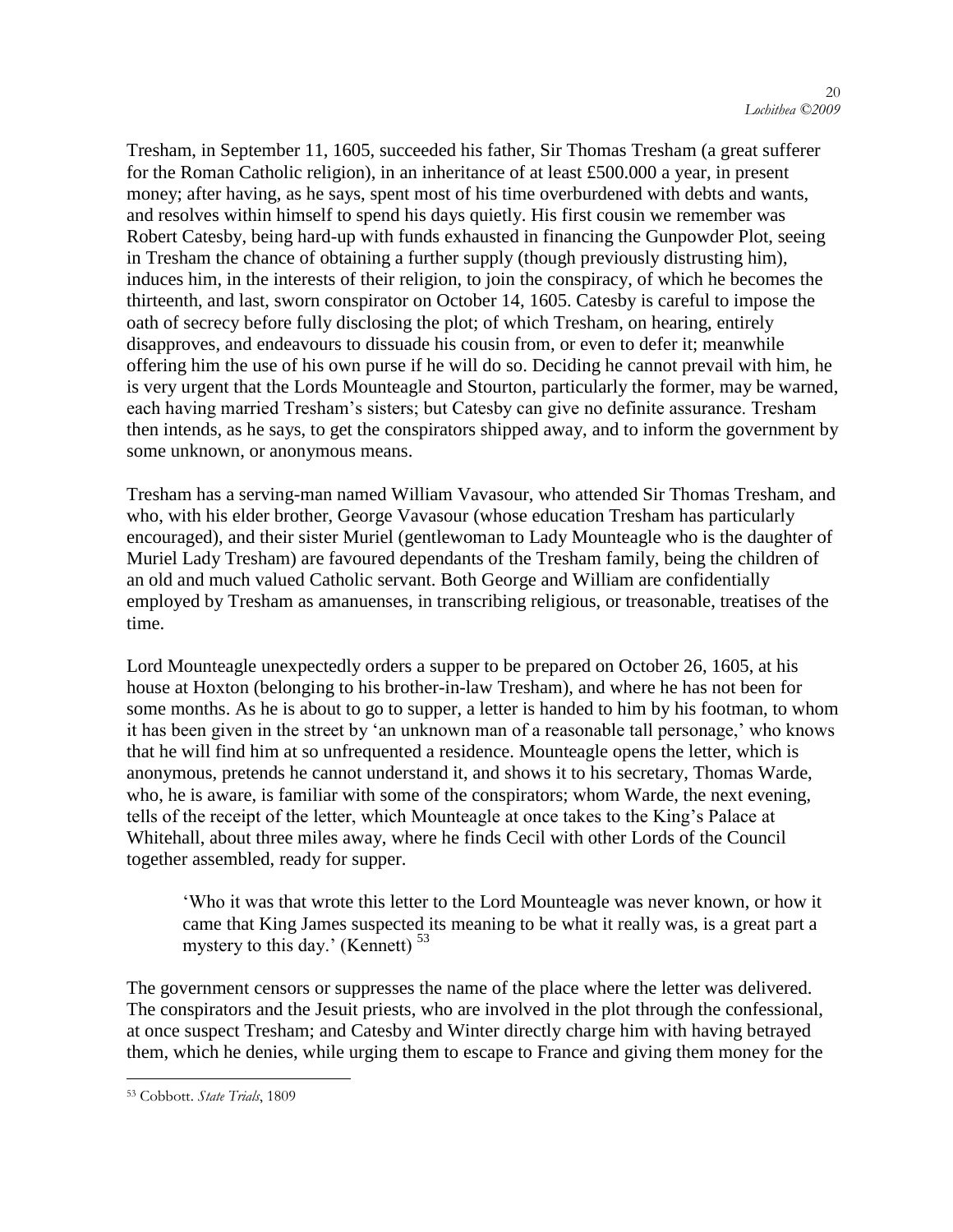Tresham, in September 11, 1605, succeeded his father, Sir Thomas Tresham (a great sufferer for the Roman Catholic religion), in an inheritance of at least £500.000 a year, in present money; after having, as he says, spent most of his time overburdened with debts and wants, and resolves within himself to spend his days quietly. His first cousin we remember was Robert Catesby, being hard-up with funds exhausted in financing the Gunpowder Plot, seeing in Tresham the chance of obtaining a further supply (though previously distrusting him), induces him, in the interests of their religion, to join the conspiracy, of which he becomes the thirteenth, and last, sworn conspirator on October 14, 1605. Catesby is careful to impose the oath of secrecy before fully disclosing the plot; of which Tresham, on hearing, entirely disapproves, and endeavours to dissuade his cousin from, or even to defer it; meanwhile offering him the use of his own purse if he will do so. Deciding he cannot prevail with him, he is very urgent that the Lords Mounteagle and Stourton, particularly the former, may be warned, each having married Tresham's sisters; but Catesby can give no definite assurance. Tresham then intends, as he says, to get the conspirators shipped away, and to inform the government by some unknown, or anonymous means.

Tresham has a serving-man named William Vavasour, who attended Sir Thomas Tresham, and who, with his elder brother, George Vavasour (whose education Tresham has particularly encouraged), and their sister Muriel (gentlewoman to Lady Mounteagle who is the daughter of Muriel Lady Tresham) are favoured dependants of the Tresham family, being the children of an old and much valued Catholic servant. Both George and William are confidentially employed by Tresham as amanuenses, in transcribing religious, or treasonable, treatises of the time.

Lord Mounteagle unexpectedly orders a supper to be prepared on October 26, 1605, at his house at Hoxton (belonging to his brother-in-law Tresham), and where he has not been for some months. As he is about to go to supper, a letter is handed to him by his footman, to whom it has been given in the street by 'an unknown man of a reasonable tall personage,' who knows that he will find him at so unfrequented a residence. Mounteagle opens the letter, which is anonymous, pretends he cannot understand it, and shows it to his secretary, Thomas Warde, who, he is aware, is familiar with some of the conspirators; whom Warde, the next evening, tells of the receipt of the letter, which Mounteagle at once takes to the King's Palace at Whitehall, about three miles away, where he finds Cecil with other Lords of the Council together assembled, ready for supper.

> 'Who it was that wrote this letter to the Lord Mounteagle was never known, or how it came that King James suspected its meaning to be what it really was, is a great part a mystery to this day.' (Kennett) [53]

The government censors or suppresses the name of the place where the letter was delivered. The conspirators and the Jesuit priests, who are involved in the plot through the confessional, at once suspect Tresham; and Catesby and Winter directly charge him with having betrayed them, which he denies, while urging them to escape to France and giving them money for the

[53] Cobbott. *State Trials*, 1809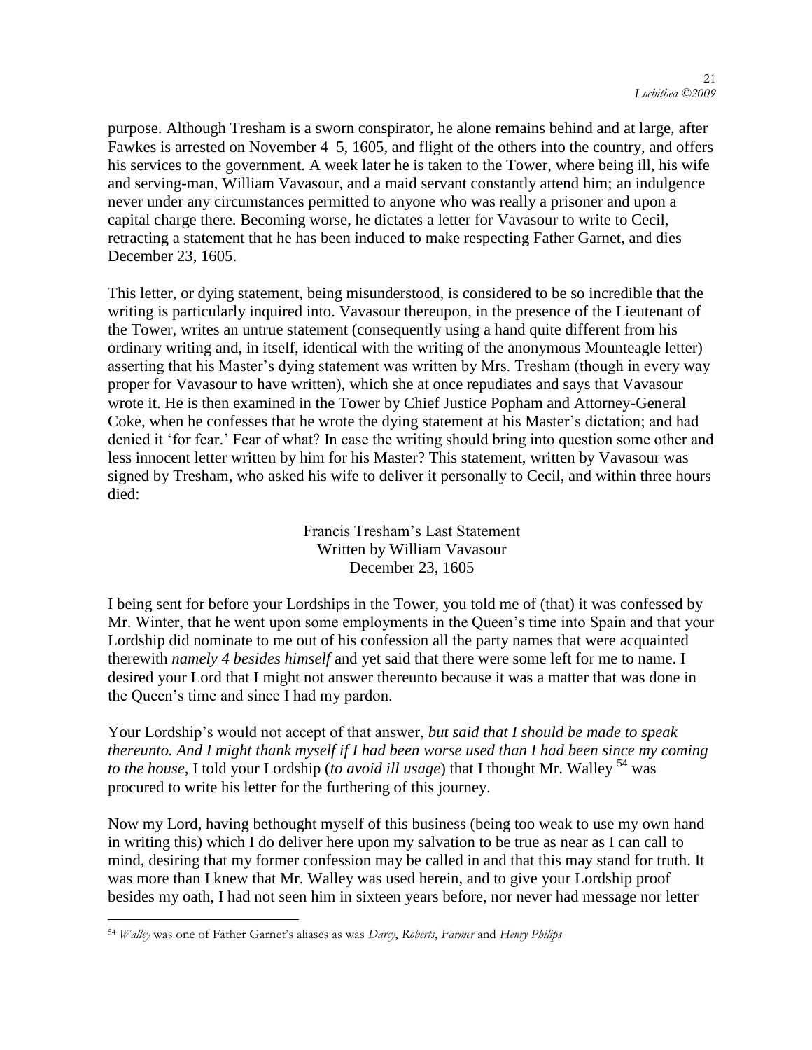purpose. Although Tresham is a sworn conspirator, he alone remains behind and at large, after Fawkes is arrested on November 4–5, 1605, and flight of the others into the country, and offers his services to the government. A week later he is taken to the Tower, where being ill, his wife and serving-man, William Vavasour, and a maid servant constantly attend him; an indulgence never under any circumstances permitted to anyone who was really a prisoner and upon a capital charge there. Becoming worse, he dictates a letter for Vavasour to write to Cecil, retracting a statement that he has been induced to make respecting Father Garnet, and dies December 23, 1605.

This letter, or dying statement, being misunderstood, is considered to be so incredible that the writing is particularly inquired into. Vavasour thereupon, in the presence of the Lieutenant of the Tower, writes an untrue statement (consequently using a hand quite different from his ordinary writing and, in itself, identical with the writing of the anonymous Mounteagle letter) asserting that his Master's dying statement was written by Mrs. Tresham (though in every way proper for Vavasour to have written), which she at once repudiates and says that Vavasour wrote it. He is then examined in the Tower by Chief Justice Popham and Attorney-General Coke, when he confesses that he wrote the dying statement at his Master's dictation; and had denied it 'for fear.' Fear of what? In case the writing should bring into question some other and less innocent letter written by him for his Master? This statement, written by Vavasour was signed by Tresham, who asked his wife to deliver it personally to Cecil, and within three hours died:

<center>Francis Tresham's Last Statement<br>Written by William Vavasour<br>December 23, 1605</center>

I being sent for before your Lordships in the Tower, you told me of (that) it was confessed by Mr. Winter, that he went upon some employments in the Queen's time into Spain and that your Lordship did nominate to me out of his confession all the party names that were acquainted therewith *namely 4 besides himself* and yet said that there were some left for me to name. I desired your Lord that I might not answer thereunto because it was a matter that was done in the Queen's time and since I had my pardon.

Your Lordship's would not accept of that answer, *but said that I should be made to speak thereunto. And I might thank myself if I had been worse used than I had been since my coming to the house*, I told your Lordship (*to avoid ill usage*) that I thought Mr. Walley [54] was procured to write his letter for the furthering of this journey.

Now my Lord, having bethought myself of this business (being too weak to use my own hand in writing this) which I do deliver here upon my salvation to be true as near as I can call to mind, desiring that my former confession may be called in and that this may stand for truth. It was more than I knew that Mr. Walley was used herein, and to give your Lordship proof besides my oath, I had not seen him in sixteen years before, nor never had message nor letter

[54] *Walley* was one of Father Garnet's aliases as was *Darcy*, *Roberts*, *Farmer* and *Henry Philips*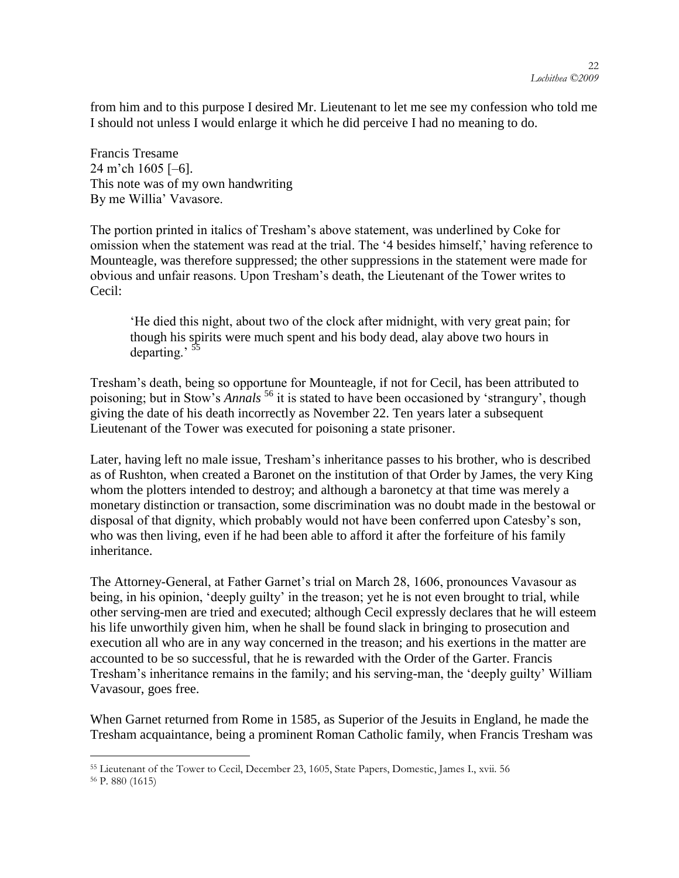from him and to this purpose I desired Mr. Lieutenant to let me see my confession who told me I should not unless I would enlarge it which he did perceive I had no meaning to do.

Francis Tresame
24 m'ch 1605 [–6].
This note was of my own handwriting
By me Willia' Vavasore.

The portion printed in italics of Tresham's above statement, was underlined by Coke for omission when the statement was read at the trial. The '4 besides himself,' having reference to Mounteagle, was therefore suppressed; the other suppressions in the statement were made for obvious and unfair reasons. Upon Tresham's death, the Lieutenant of the Tower writes to Cecil:

> 'He died this night, about two of the clock after midnight, with very great pain; for though his spirits were much spent and his body dead, alay above two hours in departing.' [55]

Tresham's death, being so opportune for Mounteagle, if not for Cecil, has been attributed to poisoning; but in Stow's *Annals* [56] it is stated to have been occasioned by 'strangury', though giving the date of his death incorrectly as November 22. Ten years later a subsequent Lieutenant of the Tower was executed for poisoning a state prisoner.

Later, having left no male issue, Tresham's inheritance passes to his brother, who is described as of Rushton, when created a Baronet on the institution of that Order by James, the very King whom the plotters intended to destroy; and although a baronetcy at that time was merely a monetary distinction or transaction, some discrimination was no doubt made in the bestowal or disposal of that dignity, which probably would not have been conferred upon Catesby's son, who was then living, even if he had been able to afford it after the forfeiture of his family inheritance.

The Attorney-General, at Father Garnet's trial on March 28, 1606, pronounces Vavasour as being, in his opinion, 'deeply guilty' in the treason; yet he is not even brought to trial, while other serving-men are tried and executed; although Cecil expressly declares that he will esteem his life unworthily given him, when he shall be found slack in bringing to prosecution and execution all who are in any way concerned in the treason; and his exertions in the matter are accounted to be so successful, that he is rewarded with the Order of the Garter. Francis Tresham's inheritance remains in the family; and his serving-man, the 'deeply guilty' William Vavasour, goes free.

When Garnet returned from Rome in 1585, as Superior of the Jesuits in England, he made the Tresham acquaintance, being a prominent Roman Catholic family, when Francis Tresham was

---

[55] Lieutenant of the Tower to Cecil, December 23, 1605, State Papers, Domestic, James I., xvii. 56

[56] P. 880 (1615)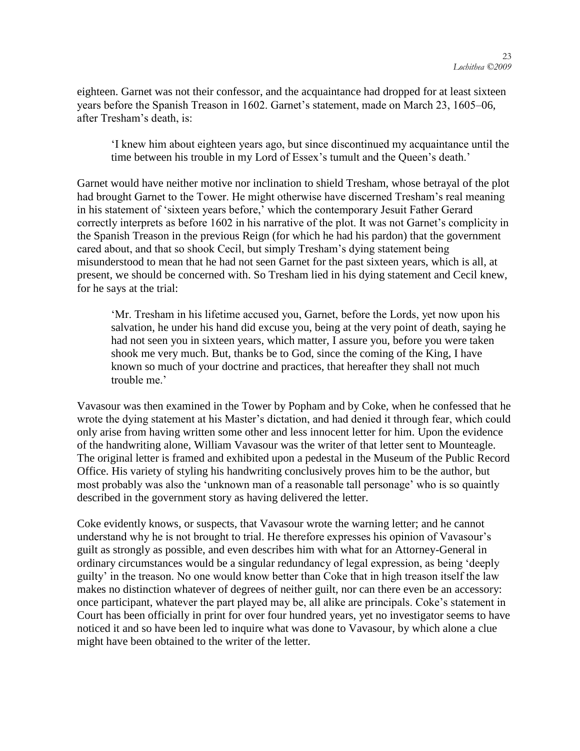eighteen. Garnet was not their confessor, and the acquaintance had dropped for at least sixteen years before the Spanish Treason in 1602. Garnet's statement, made on March 23, 1605–06, after Tresham's death, is:

> 'I knew him about eighteen years ago, but since discontinued my acquaintance until the time between his trouble in my Lord of Essex's tumult and the Queen's death.'

Garnet would have neither motive nor inclination to shield Tresham, whose betrayal of the plot had brought Garnet to the Tower. He might otherwise have discerned Tresham's real meaning in his statement of 'sixteen years before,' which the contemporary Jesuit Father Gerard correctly interprets as before 1602 in his narrative of the plot. It was not Garnet's complicity in the Spanish Treason in the previous Reign (for which he had his pardon) that the government cared about, and that so shook Cecil, but simply Tresham's dying statement being misunderstood to mean that he had not seen Garnet for the past sixteen years, which is all, at present, we should be concerned with. So Tresham lied in his dying statement and Cecil knew, for he says at the trial:

> 'Mr. Tresham in his lifetime accused you, Garnet, before the Lords, yet now upon his salvation, he under his hand did excuse you, being at the very point of death, saying he had not seen you in sixteen years, which matter, I assure you, before you were taken shook me very much. But, thanks be to God, since the coming of the King, I have known so much of your doctrine and practices, that hereafter they shall not much trouble me.'

Vavasour was then examined in the Tower by Popham and by Coke, when he confessed that he wrote the dying statement at his Master's dictation, and had denied it through fear, which could only arise from having written some other and less innocent letter for him. Upon the evidence of the handwriting alone, William Vavasour was the writer of that letter sent to Mounteagle. The original letter is framed and exhibited upon a pedestal in the Museum of the Public Record Office. His variety of styling his handwriting conclusively proves him to be the author, but most probably was also the 'unknown man of a reasonable tall personage' who is so quaintly described in the government story as having delivered the letter.

Coke evidently knows, or suspects, that Vavasour wrote the warning letter; and he cannot understand why he is not brought to trial. He therefore expresses his opinion of Vavasour's guilt as strongly as possible, and even describes him with what for an Attorney-General in ordinary circumstances would be a singular redundancy of legal expression, as being 'deeply guilty' in the treason. No one would know better than Coke that in high treason itself the law makes no distinction whatever of degrees of neither guilt, nor can there even be an accessory: once participant, whatever the part played may be, all alike are principals. Coke's statement in Court has been officially in print for over four hundred years, yet no investigator seems to have noticed it and so have been led to inquire what was done to Vavasour, by which alone a clue might have been obtained to the writer of the letter.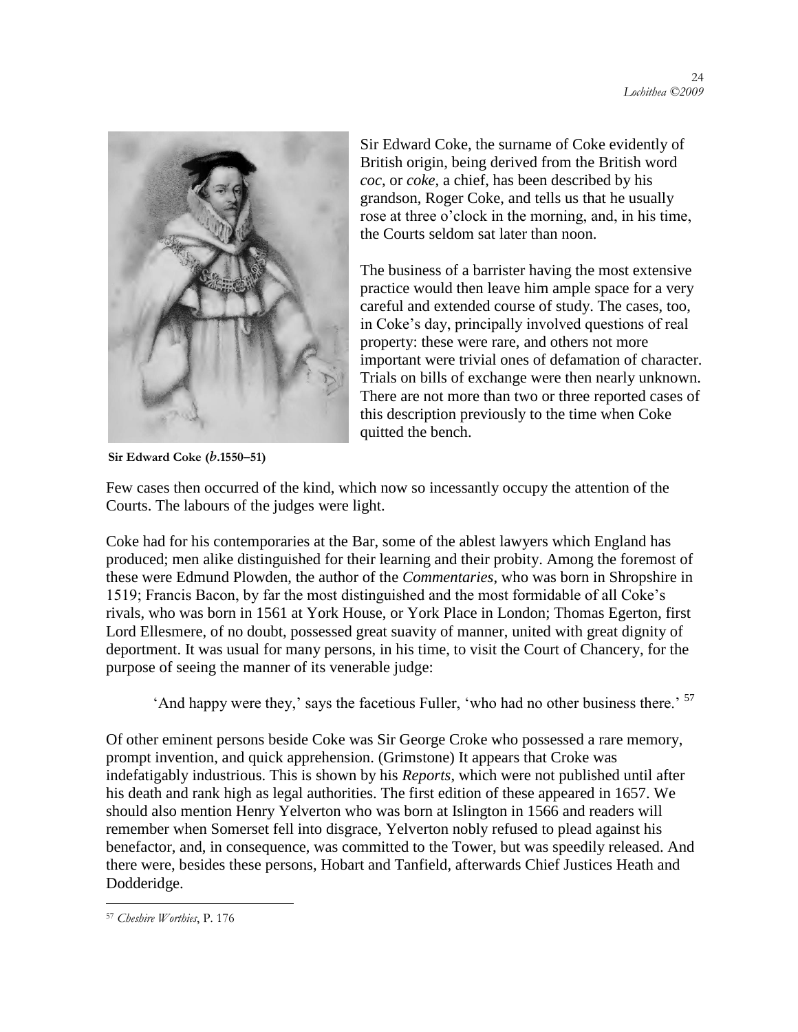Sir Edward Coke, the surname of Coke evidently of British origin, being derived from the British word *coc*, or *coke*, a chief, has been described by his grandson, Roger Coke, and tells us that he usually rose at three o'clock in the morning, and, in his time, the Courts seldom sat later than noon.

The business of a barrister having the most extensive practice would then leave him ample space for a very careful and extended course of study. The cases, too, in Coke's day, principally involved questions of real property: these were rare, and others not more important were trivial ones of defamation of character. Trials on bills of exchange were then nearly unknown. There are not more than two or three reported cases of this description previously to the time when Coke quitted the bench.

**Sir Edward Coke (*b*.1550–51)**

Few cases then occurred of the kind, which now so incessantly occupy the attention of the Courts. The labours of the judges were light.

Coke had for his contemporaries at the Bar, some of the ablest lawyers which England has produced; men alike distinguished for their learning and their probity. Among the foremost of these were Edmund Plowden, the author of the *Commentaries*, who was born in Shropshire in 1519; Francis Bacon, by far the most distinguished and the most formidable of all Coke's rivals, who was born in 1561 at York House, or York Place in London; Thomas Egerton, first Lord Ellesmere, of no doubt, possessed great suavity of manner, united with great dignity of deportment. It was usual for many persons, in his time, to visit the Court of Chancery, for the purpose of seeing the manner of its venerable judge:

> 'And happy were they,' says the facetious Fuller, 'who had no other business there.' [57]

Of other eminent persons beside Coke was Sir George Croke who possessed a rare memory, prompt invention, and quick apprehension. (Grimstone) It appears that Croke was indefatigably industrious. This is shown by his *Reports*, which were not published until after his death and rank high as legal authorities. The first edition of these appeared in 1657. We should also mention Henry Yelverton who was born at Islington in 1566 and readers will remember when Somerset fell into disgrace, Yelverton nobly refused to plead against his benefactor, and, in consequence, was committed to the Tower, but was speedily released. And there were, besides these persons, Hobart and Tanfield, afterwards Chief Justices Heath and Dodderidge.

---

[57] *Cheshire Worthies*, P. 176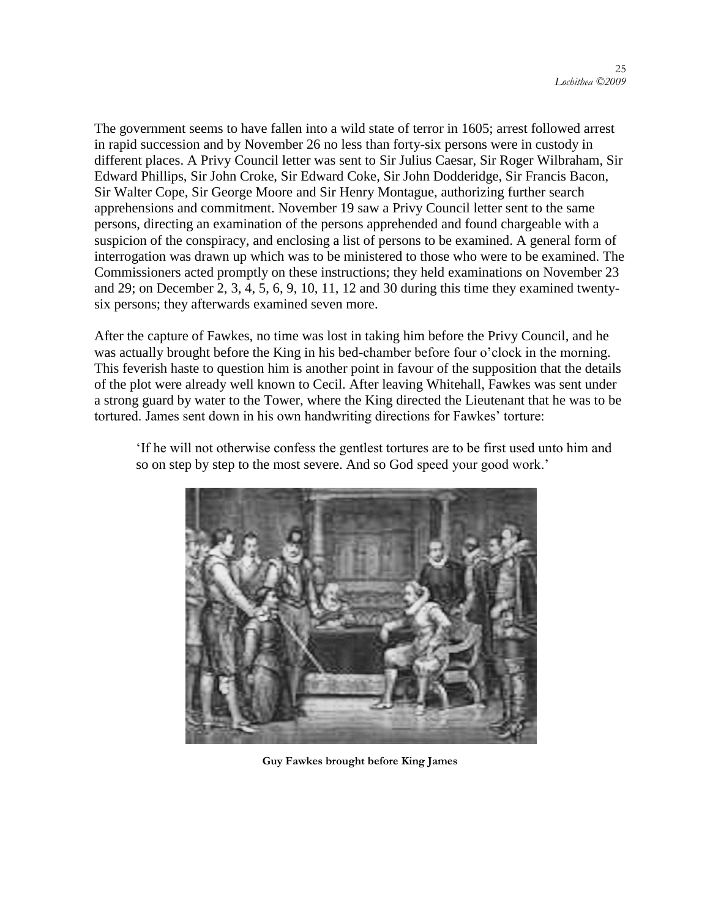The government seems to have fallen into a wild state of terror in 1605; arrest followed arrest in rapid succession and by November 26 no less than forty-six persons were in custody in different places. A Privy Council letter was sent to Sir Julius Caesar, Sir Roger Wilbraham, Sir Edward Phillips, Sir John Croke, Sir Edward Coke, Sir John Dodderidge, Sir Francis Bacon, Sir Walter Cope, Sir George Moore and Sir Henry Montague, authorizing further search apprehensions and commitment. November 19 saw a Privy Council letter sent to the same persons, directing an examination of the persons apprehended and found chargeable with a suspicion of the conspiracy, and enclosing a list of persons to be examined. A general form of interrogation was drawn up which was to be ministered to those who were to be examined. The Commissioners acted promptly on these instructions; they held examinations on November 23 and 29; on December 2, 3, 4, 5, 6, 9, 10, 11, 12 and 30 during this time they examined twenty-six persons; they afterwards examined seven more.

After the capture of Fawkes, no time was lost in taking him before the Privy Council, and he was actually brought before the King in his bed-chamber before four o'clock in the morning. This feverish haste to question him is another point in favour of the supposition that the details of the plot were already well known to Cecil. After leaving Whitehall, Fawkes was sent under a strong guard by water to the Tower, where the King directed the Lieutenant that he was to be tortured. James sent down in his own handwriting directions for Fawkes' torture:

> 'If he will not otherwise confess the gentlest tortures are to be first used unto him and so on step by step to the most severe. And so God speed your good work.'

**Guy Fawkes brought before King James**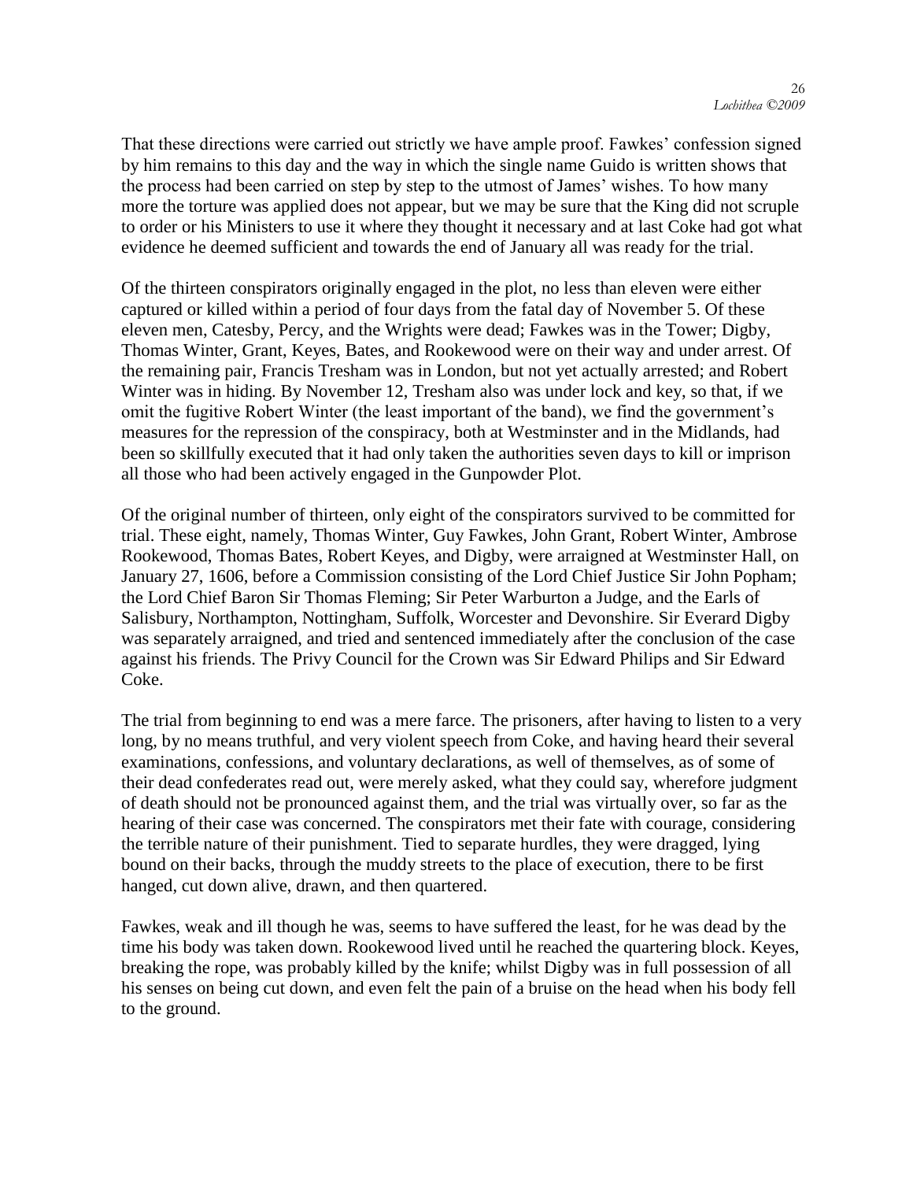That these directions were carried out strictly we have ample proof. Fawkes' confession signed by him remains to this day and the way in which the single name Guido is written shows that the process had been carried on step by step to the utmost of James' wishes. To how many more the torture was applied does not appear, but we may be sure that the King did not scruple to order or his Ministers to use it where they thought it necessary and at last Coke had got what evidence he deemed sufficient and towards the end of January all was ready for the trial.

Of the thirteen conspirators originally engaged in the plot, no less than eleven were either captured or killed within a period of four days from the fatal day of November 5. Of these eleven men, Catesby, Percy, and the Wrights were dead; Fawkes was in the Tower; Digby, Thomas Winter, Grant, Keyes, Bates, and Rookewood were on their way and under arrest. Of the remaining pair, Francis Tresham was in London, but not yet actually arrested; and Robert Winter was in hiding. By November 12, Tresham also was under lock and key, so that, if we omit the fugitive Robert Winter (the least important of the band), we find the government's measures for the repression of the conspiracy, both at Westminster and in the Midlands, had been so skillfully executed that it had only taken the authorities seven days to kill or imprison all those who had been actively engaged in the Gunpowder Plot.

Of the original number of thirteen, only eight of the conspirators survived to be committed for trial. These eight, namely, Thomas Winter, Guy Fawkes, John Grant, Robert Winter, Ambrose Rookewood, Thomas Bates, Robert Keyes, and Digby, were arraigned at Westminster Hall, on January 27, 1606, before a Commission consisting of the Lord Chief Justice Sir John Popham; the Lord Chief Baron Sir Thomas Fleming; Sir Peter Warburton a Judge, and the Earls of Salisbury, Northampton, Nottingham, Suffolk, Worcester and Devonshire. Sir Everard Digby was separately arraigned, and tried and sentenced immediately after the conclusion of the case against his friends. The Privy Council for the Crown was Sir Edward Philips and Sir Edward Coke.

The trial from beginning to end was a mere farce. The prisoners, after having to listen to a very long, by no means truthful, and very violent speech from Coke, and having heard their several examinations, confessions, and voluntary declarations, as well of themselves, as of some of their dead confederates read out, were merely asked, what they could say, wherefore judgment of death should not be pronounced against them, and the trial was virtually over, so far as the hearing of their case was concerned. The conspirators met their fate with courage, considering the terrible nature of their punishment. Tied to separate hurdles, they were dragged, lying bound on their backs, through the muddy streets to the place of execution, there to be first hanged, cut down alive, drawn, and then quartered.

Fawkes, weak and ill though he was, seems to have suffered the least, for he was dead by the time his body was taken down. Rookewood lived until he reached the quartering block. Keyes, breaking the rope, was probably killed by the knife; whilst Digby was in full possession of all his senses on being cut down, and even felt the pain of a bruise on the head when his body fell to the ground.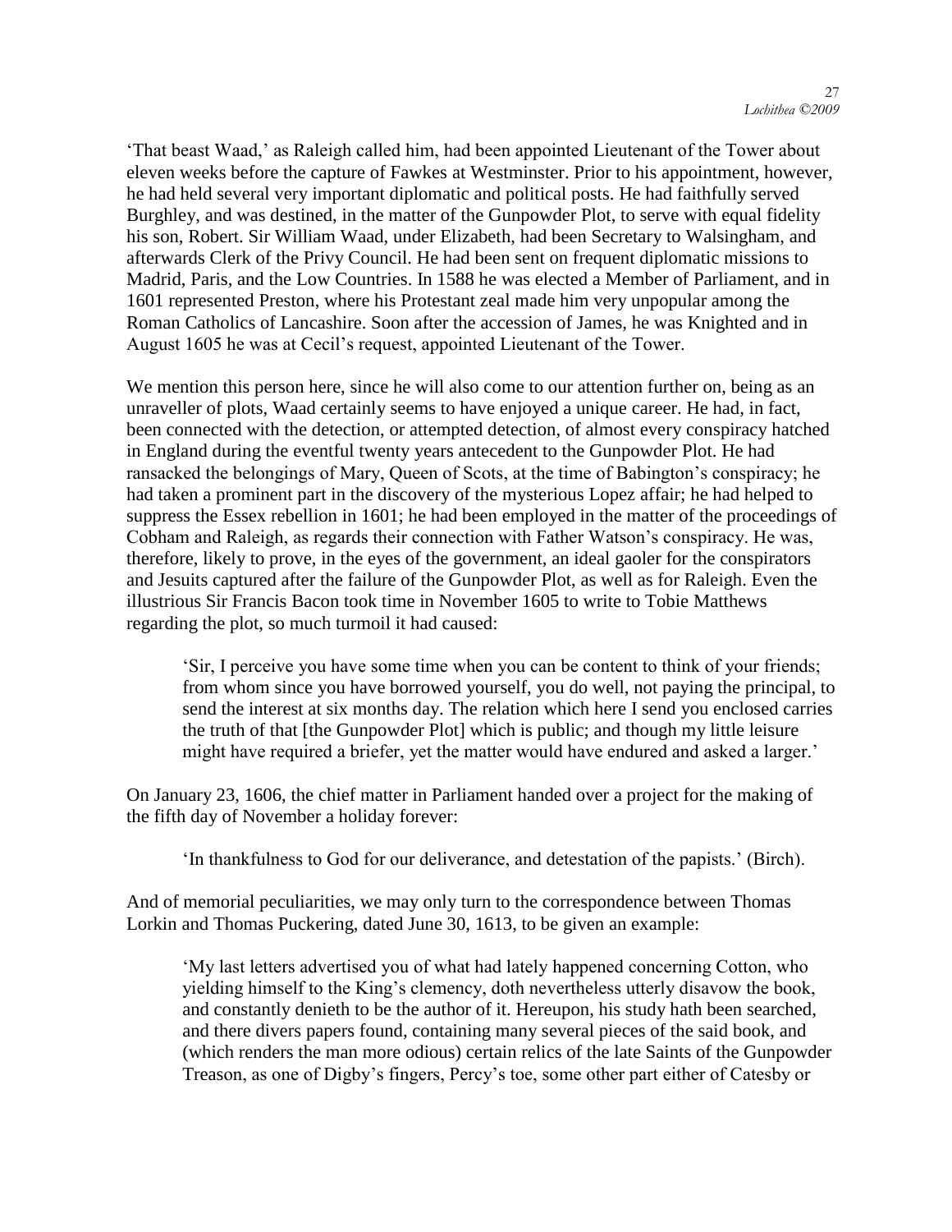'That beast Waad,' as Raleigh called him, had been appointed Lieutenant of the Tower about eleven weeks before the capture of Fawkes at Westminster. Prior to his appointment, however, he had held several very important diplomatic and political posts. He had faithfully served Burghley, and was destined, in the matter of the Gunpowder Plot, to serve with equal fidelity his son, Robert. Sir William Waad, under Elizabeth, had been Secretary to Walsingham, and afterwards Clerk of the Privy Council. He had been sent on frequent diplomatic missions to Madrid, Paris, and the Low Countries. In 1588 he was elected a Member of Parliament, and in 1601 represented Preston, where his Protestant zeal made him very unpopular among the Roman Catholics of Lancashire. Soon after the accession of James, he was Knighted and in August 1605 he was at Cecil's request, appointed Lieutenant of the Tower.

We mention this person here, since he will also come to our attention further on, being as an unraveller of plots, Waad certainly seems to have enjoyed a unique career. He had, in fact, been connected with the detection, or attempted detection, of almost every conspiracy hatched in England during the eventful twenty years antecedent to the Gunpowder Plot. He had ransacked the belongings of Mary, Queen of Scots, at the time of Babington's conspiracy; he had taken a prominent part in the discovery of the mysterious Lopez affair; he had helped to suppress the Essex rebellion in 1601; he had been employed in the matter of the proceedings of Cobham and Raleigh, as regards their connection with Father Watson's conspiracy. He was, therefore, likely to prove, in the eyes of the government, an ideal gaoler for the conspirators and Jesuits captured after the failure of the Gunpowder Plot, as well as for Raleigh. Even the illustrious Sir Francis Bacon took time in November 1605 to write to Tobie Matthews regarding the plot, so much turmoil it had caused:

> 'Sir, I perceive you have some time when you can be content to think of your friends; from whom since you have borrowed yourself, you do well, not paying the principal, to send the interest at six months day. The relation which here I send you enclosed carries the truth of that [the Gunpowder Plot] which is public; and though my little leisure might have required a briefer, yet the matter would have endured and asked a larger.'

On January 23, 1606, the chief matter in Parliament handed over a project for the making of the fifth day of November a holiday forever:

> 'In thankfulness to God for our deliverance, and detestation of the papists.' (Birch).

And of memorial peculiarities, we may only turn to the correspondence between Thomas Lorkin and Thomas Puckering, dated June 30, 1613, to be given an example:

> 'My last letters advertised you of what had lately happened concerning Cotton, who yielding himself to the King's clemency, doth nevertheless utterly disavow the book, and constantly denieth to be the author of it. Hereupon, his study hath been searched, and there divers papers found, containing many several pieces of the said book, and (which renders the man more odious) certain relics of the late Saints of the Gunpowder Treason, as one of Digby's fingers, Percy's toe, some other part either of Catesby or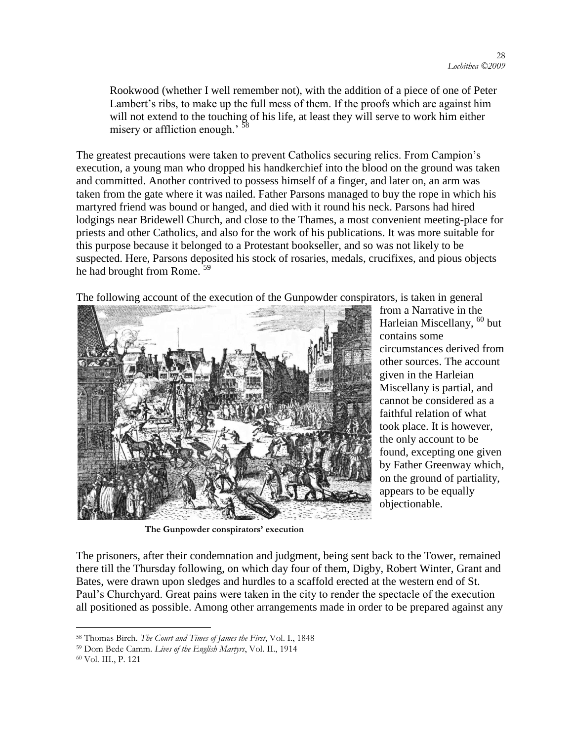Rookwood (whether I well remember not), with the addition of a piece of one of Peter Lambert's ribs, to make up the full mess of them. If the proofs which are against him will not extend to the touching of his life, at least they will serve to work him either misery or affliction enough.' [58]

The greatest precautions were taken to prevent Catholics securing relics. From Campion's execution, a young man who dropped his handkerchief into the blood on the ground was taken and committed. Another contrived to possess himself of a finger, and later on, an arm was taken from the gate where it was nailed. Father Parsons managed to buy the rope in which his martyred friend was bound or hanged, and died with it round his neck. Parsons had hired lodgings near Bridewell Church, and close to the Thames, a most convenient meeting-place for priests and other Catholics, and also for the work of his publications. It was more suitable for this purpose because it belonged to a Protestant bookseller, and so was not likely to be suspected. Here, Parsons deposited his stock of rosaries, medals, crucifixes, and pious objects he had brought from Rome. [59]

The following account of the execution of the Gunpowder conspirators, is taken in general from a Narrative in the Harleian Miscellany, [60] but contains some circumstances derived from other sources. The account given in the Harleian Miscellany is partial, and cannot be considered as a faithful relation of what took place. It is however, the only account to be found, excepting one given by Father Greenway which, on the ground of partiality, appears to be equally objectionable.

**The Gunpowder conspirators' execution**

The prisoners, after their condemnation and judgment, being sent back to the Tower, remained there till the Thursday following, on which day four of them, Digby, Robert Winter, Grant and Bates, were drawn upon sledges and hurdles to a scaffold erected at the western end of St. Paul's Churchyard. Great pains were taken in the city to render the spectacle of the execution all positioned as possible. Among other arrangements made in order to be prepared against any

---

[58] Thomas Birch. *The Court and Times of James the First*, Vol. I., 1848

[59] Dom Bede Camm. *Lives of the English Martyrs*, Vol. II., 1914

[60] Vol. III., P. 121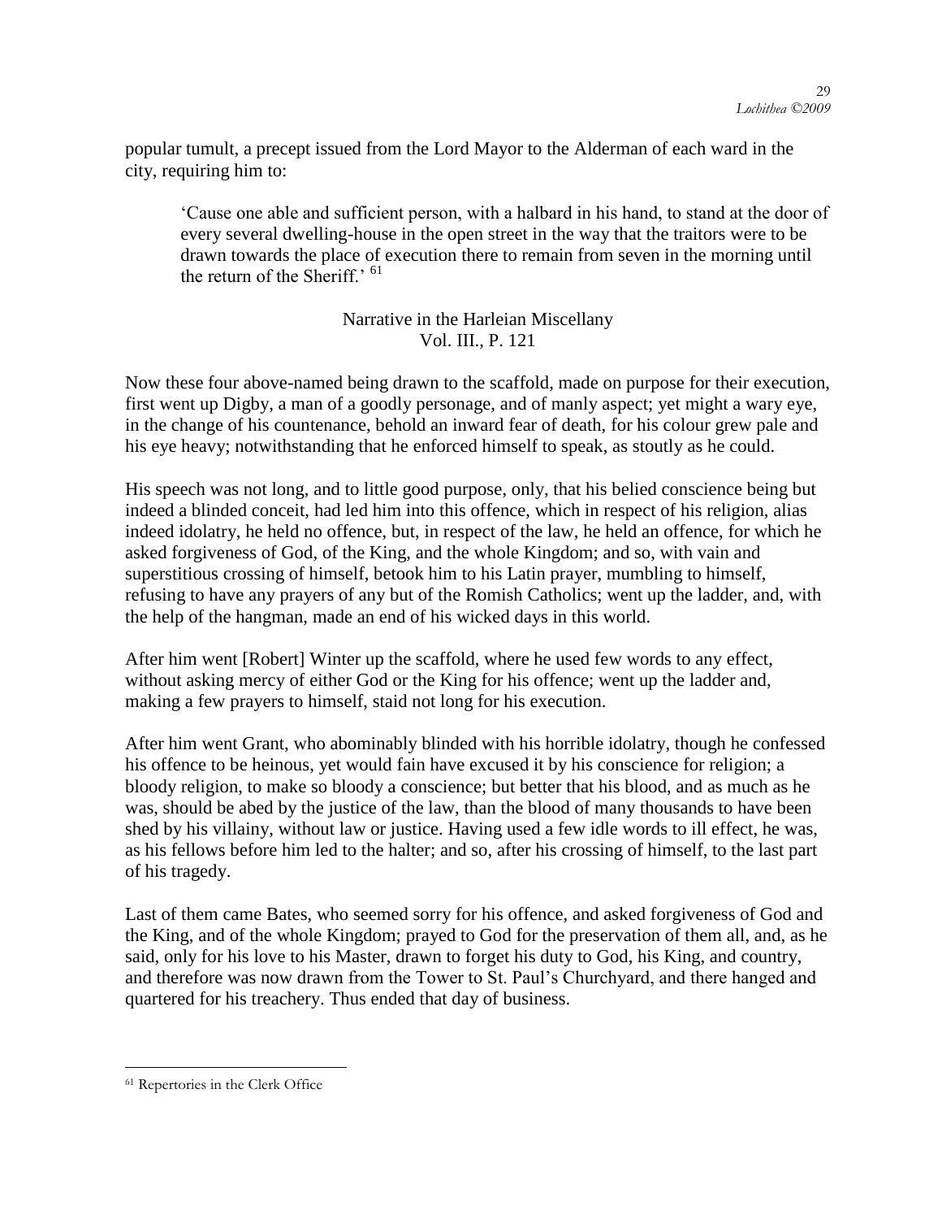popular tumult, a precept issued from the Lord Mayor to the Alderman of each ward in the city, requiring him to:

> 'Cause one able and sufficient person, with a halbard in his hand, to stand at the door of every several dwelling-house in the open street in the way that the traitors were to be drawn towards the place of execution there to remain from seven in the morning until the return of the Sheriff.' [61]

Narrative in the Harleian Miscellany
Vol. III., P. 121

Now these four above-named being drawn to the scaffold, made on purpose for their execution, first went up Digby, a man of a goodly personage, and of manly aspect; yet might a wary eye, in the change of his countenance, behold an inward fear of death, for his colour grew pale and his eye heavy; notwithstanding that he enforced himself to speak, as stoutly as he could.

His speech was not long, and to little good purpose, only, that his belied conscience being but indeed a blinded conceit, had led him into this offence, which in respect of his religion, alias indeed idolatry, he held no offence, but, in respect of the law, he held an offence, for which he asked forgiveness of God, of the King, and the whole Kingdom; and so, with vain and superstitious crossing of himself, betook him to his Latin prayer, mumbling to himself, refusing to have any prayers of any but of the Romish Catholics; went up the ladder, and, with the help of the hangman, made an end of his wicked days in this world.

After him went [Robert] Winter up the scaffold, where he used few words to any effect, without asking mercy of either God or the King for his offence; went up the ladder and, making a few prayers to himself, staid not long for his execution.

After him went Grant, who abominably blinded with his horrible idolatry, though he confessed his offence to be heinous, yet would fain have excused it by his conscience for religion; a bloody religion, to make so bloody a conscience; but better that his blood, and as much as he was, should be abed by the justice of the law, than the blood of many thousands to have been shed by his villainy, without law or justice. Having used a few idle words to ill effect, he was, as his fellows before him led to the halter; and so, after his crossing of himself, to the last part of his tragedy.

Last of them came Bates, who seemed sorry for his offence, and asked forgiveness of God and the King, and of the whole Kingdom; prayed to God for the preservation of them all, and, as he said, only for his love to his Master, drawn to forget his duty to God, his King, and country, and therefore was now drawn from the Tower to St. Paul's Churchyard, and there hanged and quartered for his treachery. Thus ended that day of business.

---

[61] Repertories in the Clerk Office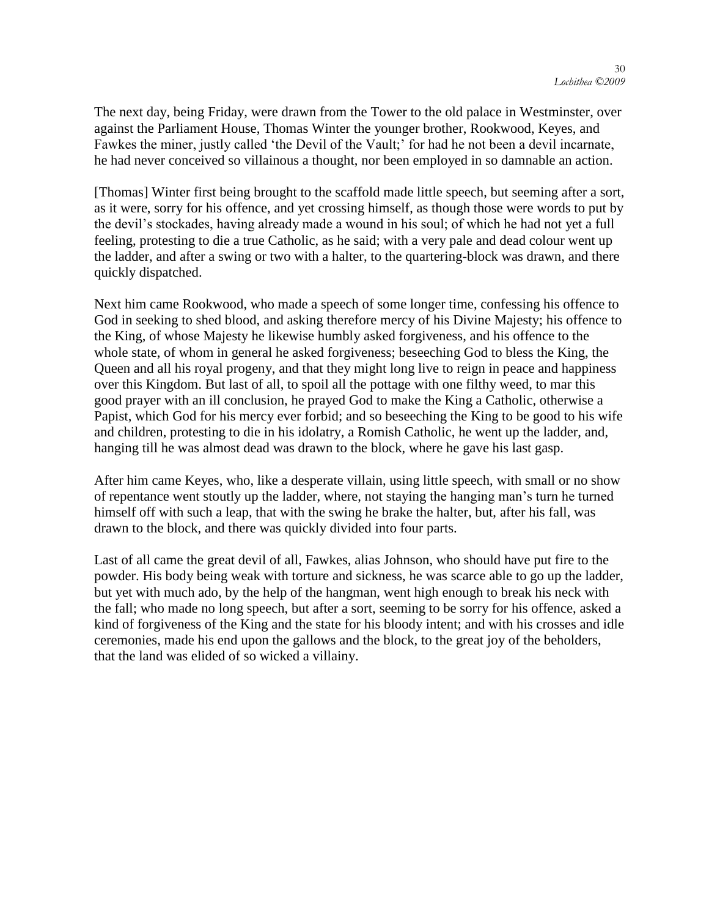The next day, being Friday, were drawn from the Tower to the old palace in Westminster, over against the Parliament House, Thomas Winter the younger brother, Rookwood, Keyes, and Fawkes the miner, justly called 'the Devil of the Vault;' for had he not been a devil incarnate, he had never conceived so villainous a thought, nor been employed in so damnable an action.

[Thomas] Winter first being brought to the scaffold made little speech, but seeming after a sort, as it were, sorry for his offence, and yet crossing himself, as though those were words to put by the devil's stockades, having already made a wound in his soul; of which he had not yet a full feeling, protesting to die a true Catholic, as he said; with a very pale and dead colour went up the ladder, and after a swing or two with a halter, to the quartering-block was drawn, and there quickly dispatched.

Next him came Rookwood, who made a speech of some longer time, confessing his offence to God in seeking to shed blood, and asking therefore mercy of his Divine Majesty; his offence to the King, of whose Majesty he likewise humbly asked forgiveness, and his offence to the whole state, of whom in general he asked forgiveness; beseeching God to bless the King, the Queen and all his royal progeny, and that they might long live to reign in peace and happiness over this Kingdom. But last of all, to spoil all the pottage with one filthy weed, to mar this good prayer with an ill conclusion, he prayed God to make the King a Catholic, otherwise a Papist, which God for his mercy ever forbid; and so beseeching the King to be good to his wife and children, protesting to die in his idolatry, a Romish Catholic, he went up the ladder, and, hanging till he was almost dead was drawn to the block, where he gave his last gasp.

After him came Keyes, who, like a desperate villain, using little speech, with small or no show of repentance went stoutly up the ladder, where, not staying the hanging man's turn he turned himself off with such a leap, that with the swing he brake the halter, but, after his fall, was drawn to the block, and there was quickly divided into four parts.

Last of all came the great devil of all, Fawkes, alias Johnson, who should have put fire to the powder. His body being weak with torture and sickness, he was scarce able to go up the ladder, but yet with much ado, by the help of the hangman, went high enough to break his neck with the fall; who made no long speech, but after a sort, seeming to be sorry for his offence, asked a kind of forgiveness of the King and the state for his bloody intent; and with his crosses and idle ceremonies, made his end upon the gallows and the block, to the great joy of the beholders, that the land was elided of so wicked a villainy.